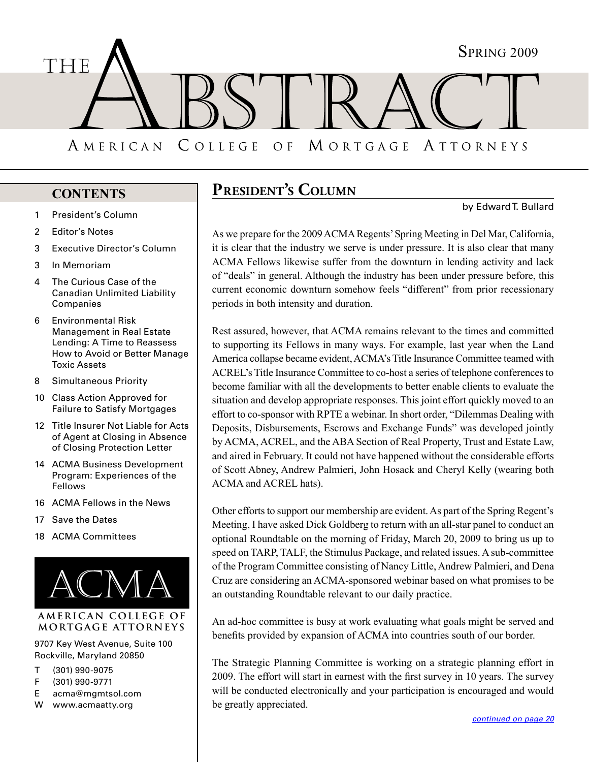# THE ABSTRACT

Spring 2009

American College of Mortgage Attorneys

## CONTENTS

1 President's Column
2 Editor's Notes
3 Executive Director's Column
3 In Memoriam
4 The Curious Case of the Canadian Unlimited Liability Companies
6 Environmental Risk Management in Real Estate Lending: A Time to Reassess How to Avoid or Better Manage Toxic Assets
8 Simultaneous Priority
10 Class Action Approved for Failure to Satisfy Mortgages
12 Title Insurer Not Liable for Acts of Agent at Closing in Absence of Closing Protection Letter
14 ACMA Business Development Program: Experiences of the Fellows
16 ACMA Fellows in the News
17 Save the Dates
18 ACMA Committees

ACMA

AMERICAN COLLEGE OF MORTGAGE ATTORNEYS

9707 Key West Avenue, Suite 100
Rockville, Maryland 20850

T (301) 990-9075
F (301) 990-9771
E acma@mgmtsol.com
W www.acmaatty.org

## President's Column

by Edward T. Bullard

As we prepare for the 2009 ACMA Regents' Spring Meeting in Del Mar, California, it is clear that the industry we serve is under pressure. It is also clear that many ACMA Fellows likewise suffer from the downturn in lending activity and lack of "deals" in general. Although the industry has been under pressure before, this current economic downturn somehow feels "different" from prior recessionary periods in both intensity and duration.

Rest assured, however, that ACMA remains relevant to the times and committed to supporting its Fellows in many ways. For example, last year when the Land America collapse became evident, ACMA's Title Insurance Committee teamed with ACREL's Title Insurance Committee to co-host a series of telephone conferences to become familiar with all the developments to better enable clients to evaluate the situation and develop appropriate responses. This joint effort quickly moved to an effort to co-sponsor with RPTE a webinar. In short order, "Dilemmas Dealing with Deposits, Disbursements, Escrows and Exchange Funds" was developed jointly by ACMA, ACREL, and the ABA Section of Real Property, Trust and Estate Law, and aired in February. It could not have happened without the considerable efforts of Scott Abney, Andrew Palmieri, John Hosack and Cheryl Kelly (wearing both ACMA and ACREL hats).

Other efforts to support our membership are evident. As part of the Spring Regent's Meeting, I have asked Dick Goldberg to return with an all-star panel to conduct an optional Roundtable on the morning of Friday, March 20, 2009 to bring us up to speed on TARP, TALF, the Stimulus Package, and related issues. A sub-committee of the Program Committee consisting of Nancy Little, Andrew Palmieri, and Dena Cruz are considering an ACMA-sponsored webinar based on what promises to be an outstanding Roundtable relevant to our daily practice.

An ad-hoc committee is busy at work evaluating what goals might be served and benefits provided by expansion of ACMA into countries south of our border.

The Strategic Planning Committee is working on a strategic planning effort in 2009. The effort will start in earnest with the first survey in 10 years. The survey will be conducted electronically and your participation is encouraged and would be greatly appreciated.

*continued on page 20*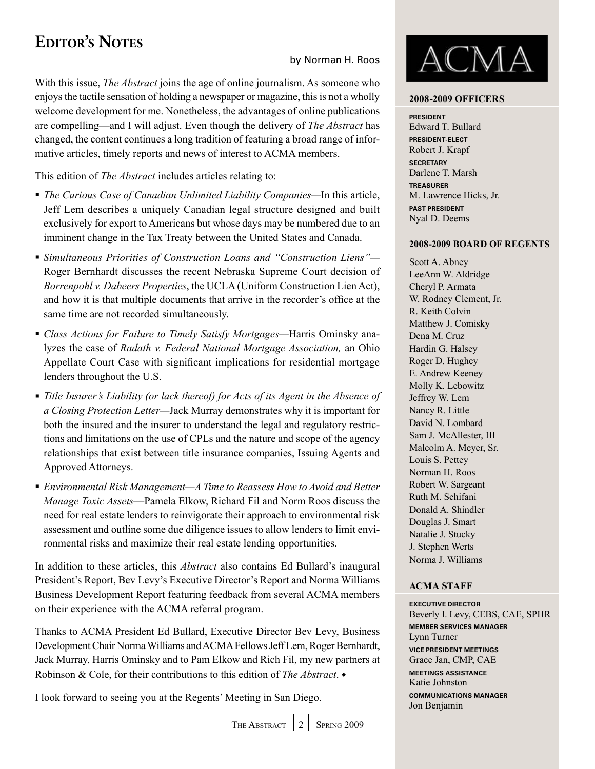# Editor's Notes

by Norman H. Roos

With this issue, *The Abstract* joins the age of online journalism. As someone who enjoys the tactile sensation of holding a newspaper or magazine, this is not a wholly welcome development for me. Nonetheless, the advantages of online publications are compelling—and I will adjust. Even though the delivery of *The Abstract* has changed, the content continues a long tradition of featuring a broad range of informative articles, timely reports and news of interest to ACMA members.

This edition of *The Abstract* includes articles relating to:

- *The Curious Case of Canadian Unlimited Liability Companies*—In this article, Jeff Lem describes a uniquely Canadian legal structure designed and built exclusively for export to Americans but whose days may be numbered due to an imminent change in the Tax Treaty between the United States and Canada.
- *Simultaneous Priorities of Construction Loans and "Construction Liens"*—Roger Bernhardt discusses the recent Nebraska Supreme Court decision of *Borrenpohl v. Dabeers Properties*, the UCLA (Uniform Construction Lien Act), and how it is that multiple documents that arrive in the recorder's office at the same time are not recorded simultaneously.
- *Class Actions for Failure to Timely Satisfy Mortgages*—Harris Ominsky analyzes the case of *Radath v. Federal National Mortgage Association,* an Ohio Appellate Court Case with significant implications for residential mortgage lenders throughout the U.S.
- *Title Insurer's Liability (or lack thereof) for Acts of its Agent in the Absence of a Closing Protection Letter*—Jack Murray demonstrates why it is important for both the insured and the insurer to understand the legal and regulatory restrictions and limitations on the use of CPLs and the nature and scope of the agency relationships that exist between title insurance companies, Issuing Agents and Approved Attorneys.
- *Environmental Risk Management—A Time to Reassess How to Avoid and Better Manage Toxic Assets*—Pamela Elkow, Richard Fil and Norm Roos discuss the need for real estate lenders to reinvigorate their approach to environmental risk assessment and outline some due diligence issues to allow lenders to limit environmental risks and maximize their real estate lending opportunities.

In addition to these articles, this *Abstract* also contains Ed Bullard's inaugural President's Report, Bev Levy's Executive Director's Report and Norma Williams Business Development Report featuring feedback from several ACMA members on their experience with the ACMA referral program.

Thanks to ACMA President Ed Bullard, Executive Director Bev Levy, Business Development Chair Norma Williams and ACMA Fellows Jeff Lem, Roger Bernhardt, Jack Murray, Harris Ominsky and to Pam Elkow and Rich Fil, my new partners at Robinson & Cole, for their contributions to this edition of *The Abstract*. ◆

I look forward to seeing you at the Regents' Meeting in San Diego.

---

**ACMA**

### 2008-2009 Officers

**PRESIDENT**
Edward T. Bullard

**PRESIDENT-ELECT**
Robert J. Krapf

**SECRETARY**
Darlene T. Marsh

**TREASURER**
M. Lawrence Hicks, Jr.

**PAST PRESIDENT**
Nyal D. Deems

### 2008-2009 Board of Regents

Scott A. Abney
LeeAnn W. Aldridge
Cheryl P. Armata
W. Rodney Clement, Jr.
R. Keith Colvin
Matthew J. Comisky
Dena M. Cruz
Hardin G. Halsey
Roger D. Hughey
E. Andrew Keeney
Molly K. Lebowitz
Jeffrey W. Lem
Nancy R. Little
David N. Lombard
Sam J. McAllester, III
Malcolm A. Meyer, Sr.
Louis S. Pettey
Norman H. Roos
Robert W. Sargeant
Ruth M. Schifani
Donald A. Shindler
Douglas J. Smart
Natalie J. Stucky
J. Stephen Werts
Norma J. Williams

### ACMA Staff

**EXECUTIVE DIRECTOR**
Beverly I. Levy, CEBS, CAE, SPHR

**MEMBER SERVICES MANAGER**
Lynn Turner

**VICE PRESIDENT MEETINGS**
Grace Jan, CMP, CAE

**MEETINGS ASSISTANCE**
Katie Johnston

**COMMUNICATIONS MANAGER**
Jon Benjamin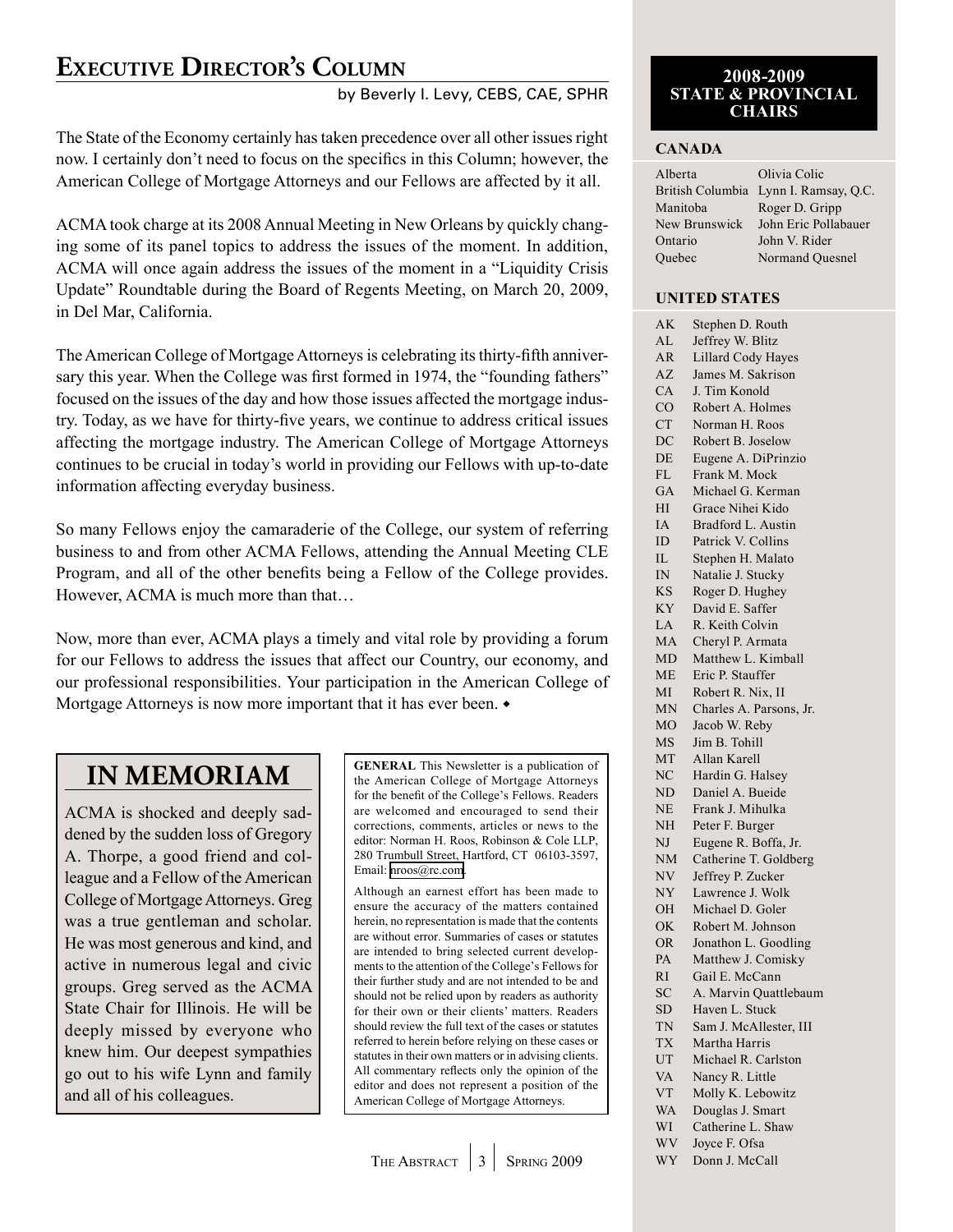# Executive Director's Column

by Beverly I. Levy, CEBS, CAE, SPHR

The State of the Economy certainly has taken precedence over all other issues right now. I certainly don't need to focus on the specifics in this Column; however, the American College of Mortgage Attorneys and our Fellows are affected by it all.

ACMA took charge at its 2008 Annual Meeting in New Orleans by quickly changing some of its panel topics to address the issues of the moment. In addition, ACMA will once again address the issues of the moment in a "Liquidity Crisis Update" Roundtable during the Board of Regents Meeting, on March 20, 2009, in Del Mar, California.

The American College of Mortgage Attorneys is celebrating its thirty-fifth anniversary this year. When the College was first formed in 1974, the "founding fathers" focused on the issues of the day and how those issues affected the mortgage industry. Today, as we have for thirty-five years, we continue to address critical issues affecting the mortgage industry. The American College of Mortgage Attorneys continues to be crucial in today's world in providing our Fellows with up-to-date information affecting everyday business.

So many Fellows enjoy the camaraderie of the College, our system of referring business to and from other ACMA Fellows, attending the Annual Meeting CLE Program, and all of the other benefits being a Fellow of the College provides. However, ACMA is much more than that…

Now, more than ever, ACMA plays a timely and vital role by providing a forum for our Fellows to address the issues that affect our Country, our economy, and our professional responsibilities. Your participation in the American College of Mortgage Attorneys is now more important that it has ever been. ◆

## IN MEMORIAM

ACMA is shocked and deeply saddened by the sudden loss of Gregory A. Thorpe, a good friend and colleague and a Fellow of the American College of Mortgage Attorneys. Greg was a true gentleman and scholar. He was most generous and kind, and active in numerous legal and civic groups. Greg served as the ACMA State Chair for Illinois. He will be deeply missed by everyone who knew him. Our deepest sympathies go out to his wife Lynn and family and all of his colleagues.

**GENERAL** This Newsletter is a publication of the American College of Mortgage Attorneys for the benefit of the College's Fellows. Readers are welcomed and encouraged to send their corrections, comments, articles or news to the editor: Norman H. Roos, Robinson & Cole LLP, 280 Trumbull Street, Hartford, CT 06103-3597, Email: nroos@rc.com.

Although an earnest effort has been made to ensure the accuracy of the matters contained herein, no representation is made that the contents are without error. Summaries of cases or statutes are intended to bring selected current developments to the attention of the College's Fellows for their further study and are not intended to be and should not be relied upon by readers as authority for their own or their clients' matters. Readers should review the full text of the cases or statutes referred to herein before relying on these cases or statutes in their own matters or in advising clients. All commentary reflects only the opinion of the editor and does not represent a position of the American College of Mortgage Attorneys.

## 2008-2009 STATE & PROVINCIAL CHAIRS

### CANADA

| | |
|---|---|
| Alberta | Olivia Colic |
| British Columbia | Lynn I. Ramsay, Q.C. |
| Manitoba | Roger D. Gripp |
| New Brunswick | John Eric Pollabauer |
| Ontario | John V. Rider |
| Quebec | Normand Quesnel |

### UNITED STATES

| | |
|---|---|
| AK | Stephen D. Routh |
| AL | Jeffrey W. Blitz |
| AR | Lillard Cody Hayes |
| AZ | James M. Sakrison |
| CA | J. Tim Konold |
| CO | Robert A. Holmes |
| CT | Norman H. Roos |
| DC | Robert B. Joselow |
| DE | Eugene A. DiPrinzio |
| FL | Frank M. Mock |
| GA | Michael G. Kerman |
| HI | Grace Nihei Kido |
| IA | Bradford L. Austin |
| ID | Patrick V. Collins |
| IL | Stephen H. Malato |
| IN | Natalie J. Stucky |
| KS | Roger D. Hughey |
| KY | David E. Saffer |
| LA | R. Keith Colvin |
| MA | Cheryl P. Armata |
| MD | Matthew L. Kimball |
| ME | Eric P. Stauffer |
| MI | Robert R. Nix, II |
| MN | Charles A. Parsons, Jr. |
| MO | Jacob W. Reby |
| MS | Jim B. Tohill |
| MT | Allan Karell |
| NC | Hardin G. Halsey |
| ND | Daniel A. Bueide |
| NE | Frank J. Mihulka |
| NH | Peter F. Burger |
| NJ | Eugene R. Boffa, Jr. |
| NM | Catherine T. Goldberg |
| NV | Jeffrey P. Zucker |
| NY | Lawrence J. Wolk |
| OH | Michael D. Goler |
| OK | Robert M. Johnson |
| OR | Jonathon L. Goodling |
| PA | Matthew J. Comisky |
| RI | Gail E. McCann |
| SC | A. Marvin Quattlebaum |
| SD | Haven L. Stuck |
| TN | Sam J. McAllester, III |
| TX | Martha Harris |
| UT | Michael R. Carlston |
| VA | Nancy R. Little |
| VT | Molly K. Lebowitz |
| WA | Douglas J. Smart |
| WI | Catherine L. Shaw |
| WV | Joyce F. Ofsa |
| WY | Donn J. McCall |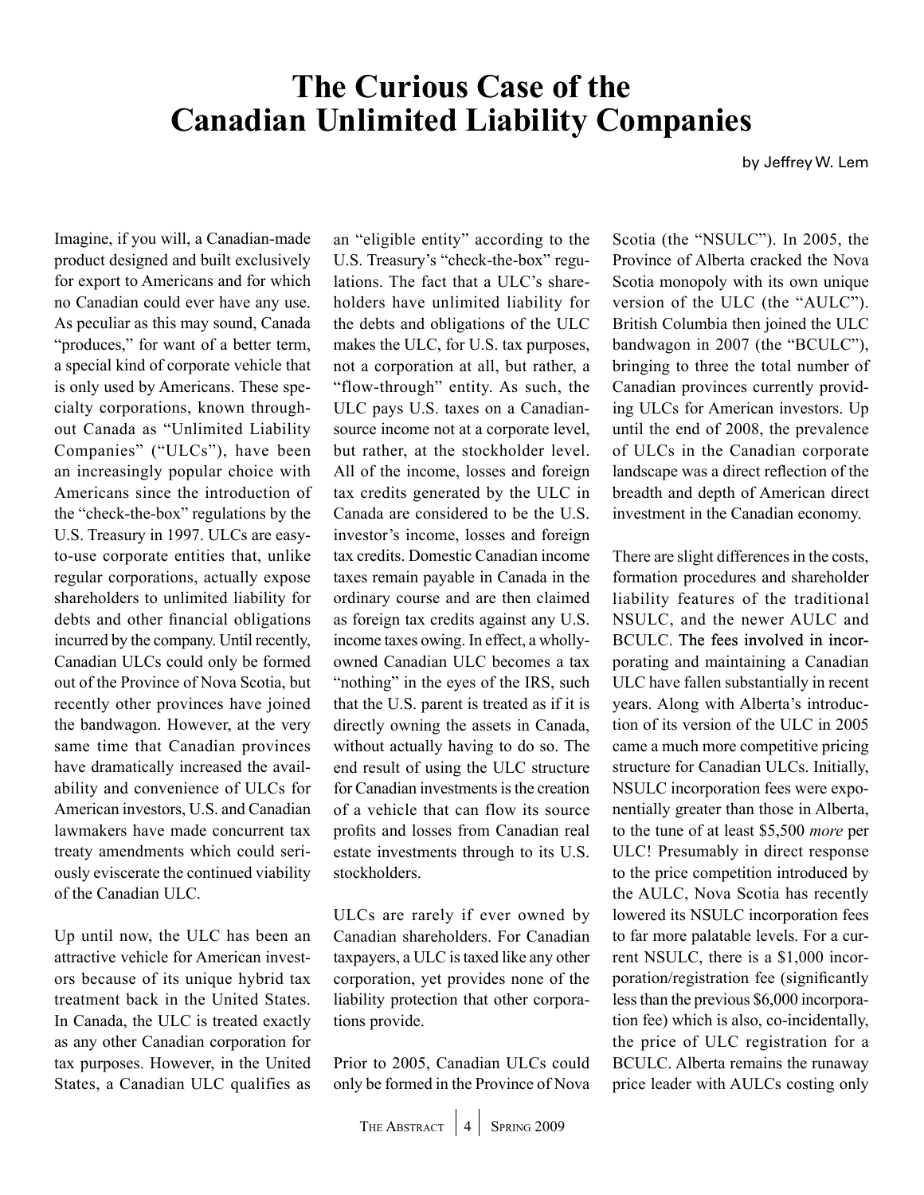# The Curious Case of the Canadian Unlimited Liability Companies

by Jeffrey W. Lem

Imagine, if you will, a Canadian-made product designed and built exclusively for export to Americans and for which no Canadian could ever have any use. As peculiar as this may sound, Canada "produces," for want of a better term, a special kind of corporate vehicle that is only used by Americans. These specialty corporations, known throughout Canada as "Unlimited Liability Companies" ("ULCs"), have been an increasingly popular choice with Americans since the introduction of the "check-the-box" regulations by the U.S. Treasury in 1997. ULCs are easy-to-use corporate entities that, unlike regular corporations, actually expose shareholders to unlimited liability for debts and other financial obligations incurred by the company. Until recently, Canadian ULCs could only be formed out of the Province of Nova Scotia, but recently other provinces have joined the bandwagon. However, at the very same time that Canadian provinces have dramatically increased the availability and convenience of ULCs for American investors, U.S. and Canadian lawmakers have made concurrent tax treaty amendments which could seriously eviscerate the continued viability of the Canadian ULC.

Up until now, the ULC has been an attractive vehicle for American investors because of its unique hybrid tax treatment back in the United States. In Canada, the ULC is treated exactly as any other Canadian corporation for tax purposes. However, in the United States, a Canadian ULC qualifies as an "eligible entity" according to the U.S. Treasury's "check-the-box" regulations. The fact that a ULC's shareholders have unlimited liability for the debts and obligations of the ULC makes the ULC, for U.S. tax purposes, not a corporation at all, but rather, a "flow-through" entity. As such, the ULC pays U.S. taxes on a Canadian-source income not at a corporate level, but rather, at the stockholder level. All of the income, losses and foreign tax credits generated by the ULC in Canada are considered to be the U.S. investor's income, losses and foreign tax credits. Domestic Canadian income taxes remain payable in Canada in the ordinary course and are then claimed as foreign tax credits against any U.S. income taxes owing. In effect, a wholly-owned Canadian ULC becomes a tax "nothing" in the eyes of the IRS, such that the U.S. parent is treated as if it is directly owning the assets in Canada, without actually having to do so. The end result of using the ULC structure for Canadian investments is the creation of a vehicle that can flow its source profits and losses from Canadian real estate investments through to its U.S. stockholders.

ULCs are rarely if ever owned by Canadian shareholders. For Canadian taxpayers, a ULC is taxed like any other corporation, yet provides none of the liability protection that other corporations provide.

Prior to 2005, Canadian ULCs could only be formed in the Province of Nova Scotia (the "NSULC"). In 2005, the Province of Alberta cracked the Nova Scotia monopoly with its own unique version of the ULC (the "AULC"). British Columbia then joined the ULC bandwagon in 2007 (the "BCULC"), bringing to three the total number of Canadian provinces currently providing ULCs for American investors. Up until the end of 2008, the prevalence of ULCs in the Canadian corporate landscape was a direct reflection of the breadth and depth of American direct investment in the Canadian economy.

There are slight differences in the costs, formation procedures and shareholder liability features of the traditional NSULC, and the newer AULC and BCULC. The fees involved in incorporating and maintaining a Canadian ULC have fallen substantially in recent years. Along with Alberta's introduction of its version of the ULC in 2005 came a much more competitive pricing structure for Canadian ULCs. Initially, NSULC incorporation fees were exponentially greater than those in Alberta, to the tune of at least $5,500 *more* per ULC! Presumably in direct response to the price competition introduced by the AULC, Nova Scotia has recently lowered its NSULC incorporation fees to far more palatable levels. For a current NSULC, there is a $1,000 incorporation/registration fee (significantly less than the previous $6,000 incorporation fee) which is also, co-incidentally, the price of ULC registration for a BCULC. Alberta remains the runaway price leader with AULCs costing only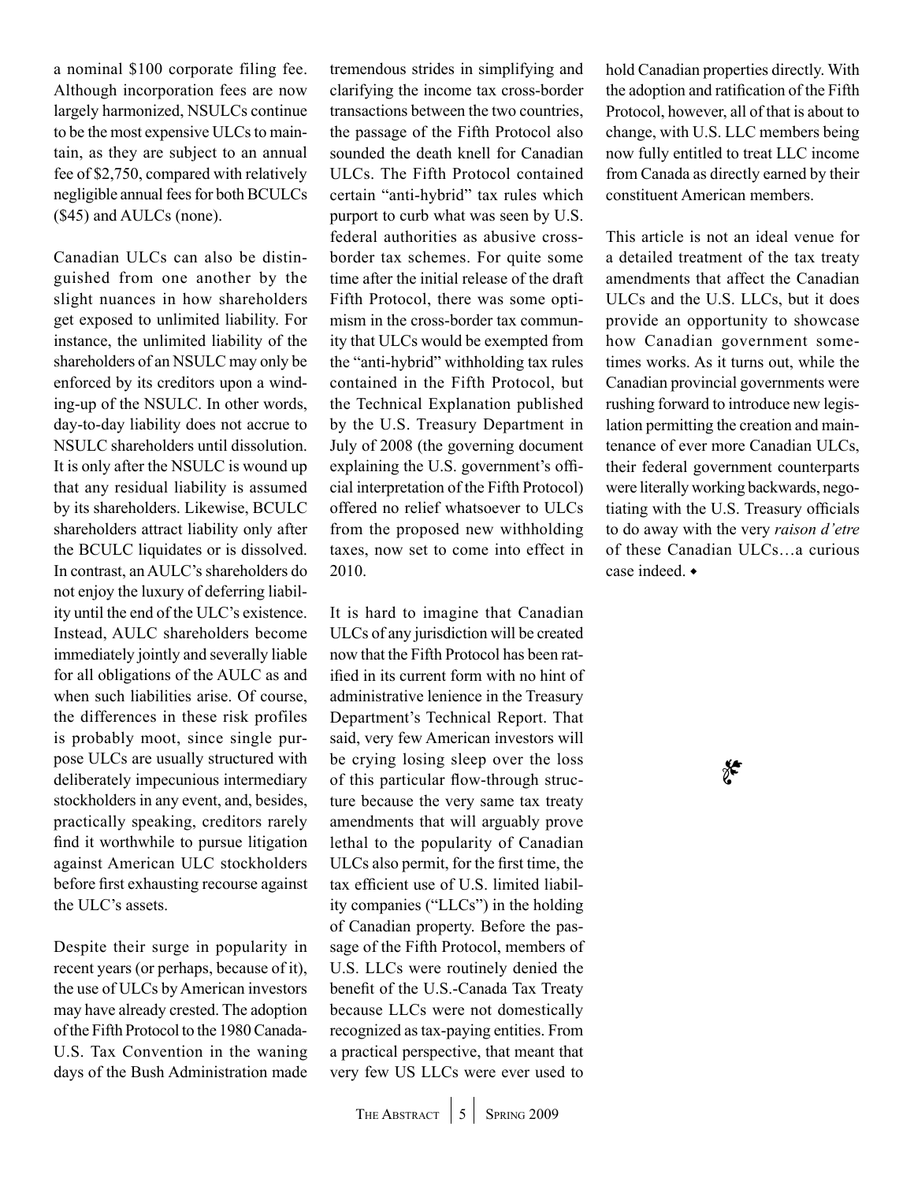a nominal $100 corporate filing fee. Although incorporation fees are now largely harmonized, NSULCs continue to be the most expensive ULCs to maintain, as they are subject to an annual fee of $2,750, compared with relatively negligible annual fees for both BCULCs ($45) and AULCs (none).

Canadian ULCs can also be distinguished from one another by the slight nuances in how shareholders get exposed to unlimited liability. For instance, the unlimited liability of the shareholders of an NSULC may only be enforced by its creditors upon a winding-up of the NSULC. In other words, day-to-day liability does not accrue to NSULC shareholders until dissolution. It is only after the NSULC is wound up that any residual liability is assumed by its shareholders. Likewise, BCULC shareholders attract liability only after the BCULC liquidates or is dissolved. In contrast, an AULC's shareholders do not enjoy the luxury of deferring liability until the end of the ULC's existence. Instead, AULC shareholders become immediately jointly and severally liable for all obligations of the AULC as and when such liabilities arise. Of course, the differences in these risk profiles is probably moot, since single purpose ULCs are usually structured with deliberately impecunious intermediary stockholders in any event, and, besides, practically speaking, creditors rarely find it worthwhile to pursue litigation against American ULC stockholders before first exhausting recourse against the ULC's assets.

Despite their surge in popularity in recent years (or perhaps, because of it), the use of ULCs by American investors may have already crested. The adoption of the Fifth Protocol to the 1980 Canada-U.S. Tax Convention in the waning days of the Bush Administration made tremendous strides in simplifying and clarifying the income tax cross-border transactions between the two countries, the passage of the Fifth Protocol also sounded the death knell for Canadian ULCs. The Fifth Protocol contained certain "anti-hybrid" tax rules which purport to curb what was seen by U.S. federal authorities as abusive cross-border tax schemes. For quite some time after the initial release of the draft Fifth Protocol, there was some optimism in the cross-border tax community that ULCs would be exempted from the "anti-hybrid" withholding tax rules contained in the Fifth Protocol, but the Technical Explanation published by the U.S. Treasury Department in July of 2008 (the governing document explaining the U.S. government's official interpretation of the Fifth Protocol) offered no relief whatsoever to ULCs from the proposed new withholding taxes, now set to come into effect in 2010.

It is hard to imagine that Canadian ULCs of any jurisdiction will be created now that the Fifth Protocol has been ratified in its current form with no hint of administrative lenience in the Treasury Department's Technical Report. That said, very few American investors will be crying losing sleep over the loss of this particular flow-through structure because the very same tax treaty amendments that will arguably prove lethal to the popularity of Canadian ULCs also permit, for the first time, the tax efficient use of U.S. limited liability companies ("LLCs") in the holding of Canadian property. Before the passage of the Fifth Protocol, members of U.S. LLCs were routinely denied the benefit of the U.S.-Canada Tax Treaty because LLCs were not domestically recognized as tax-paying entities. From a practical perspective, that meant that very few US LLCs were ever used to hold Canadian properties directly. With the adoption and ratification of the Fifth Protocol, however, all of that is about to change, with U.S. LLC members being now fully entitled to treat LLC income from Canada as directly earned by their constituent American members.

This article is not an ideal venue for a detailed treatment of the tax treaty amendments that affect the Canadian ULCs and the U.S. LLCs, but it does provide an opportunity to showcase how Canadian government sometimes works. As it turns out, while the Canadian provincial governments were rushing forward to introduce new legislation permitting the creation and maintenance of ever more Canadian ULCs, their federal government counterparts were literally working backwards, negotiating with the U.S. Treasury officials to do away with the very *raison d'etre* of these Canadian ULCs…a curious case indeed. ◆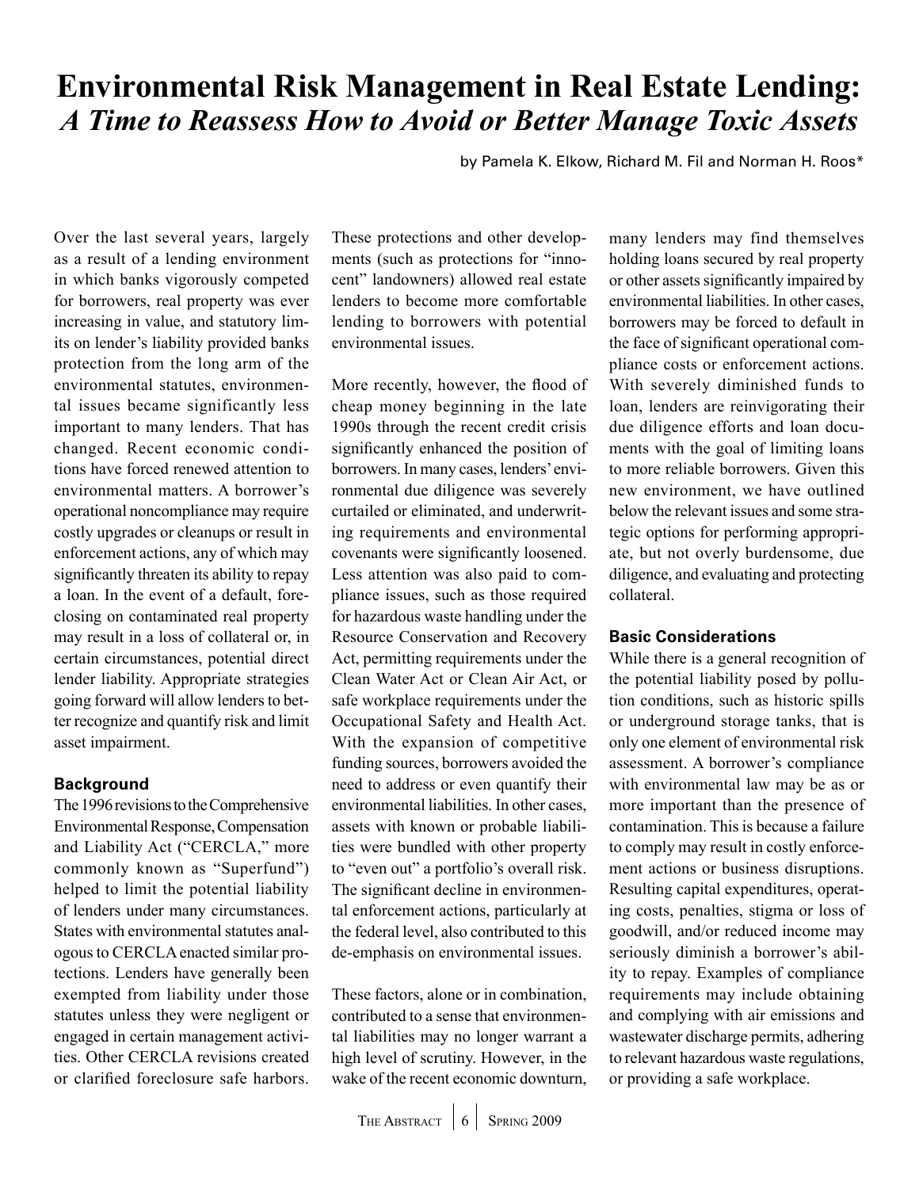# Environmental Risk Management in Real Estate Lending: *A Time to Reassess How to Avoid or Better Manage Toxic Assets*

by Pamela K. Elkow, Richard M. Fil and Norman H. Roos*

Over the last several years, largely as a result of a lending environment in which banks vigorously competed for borrowers, real property was ever increasing in value, and statutory limits on lender's liability provided banks protection from the long arm of the environmental statutes, environmental issues became significantly less important to many lenders. That has changed. Recent economic conditions have forced renewed attention to environmental matters. A borrower's operational noncompliance may require costly upgrades or cleanups or result in enforcement actions, any of which may significantly threaten its ability to repay a loan. In the event of a default, foreclosing on contaminated real property may result in a loss of collateral or, in certain circumstances, potential direct lender liability. Appropriate strategies going forward will allow lenders to better recognize and quantify risk and limit asset impairment.

### Background

The 1996 revisions to the Comprehensive Environmental Response, Compensation and Liability Act ("CERCLA," more commonly known as "Superfund") helped to limit the potential liability of lenders under many circumstances. States with environmental statutes analogous to CERCLA enacted similar protections. Lenders have generally been exempted from liability under those statutes unless they were negligent or engaged in certain management activities. Other CERCLA revisions created or clarified foreclosure safe harbors. These protections and other developments (such as protections for "innocent" landowners) allowed real estate lenders to become more comfortable lending to borrowers with potential environmental issues.

More recently, however, the flood of cheap money beginning in the late 1990s through the recent credit crisis significantly enhanced the position of borrowers. In many cases, lenders' environmental due diligence was severely curtailed or eliminated, and underwriting requirements and environmental covenants were significantly loosened. Less attention was also paid to compliance issues, such as those required for hazardous waste handling under the Resource Conservation and Recovery Act, permitting requirements under the Clean Water Act or Clean Air Act, or safe workplace requirements under the Occupational Safety and Health Act. With the expansion of competitive funding sources, borrowers avoided the need to address or even quantify their environmental liabilities. In other cases, assets with known or probable liabilities were bundled with other property to "even out" a portfolio's overall risk. The significant decline in environmental enforcement actions, particularly at the federal level, also contributed to this de-emphasis on environmental issues.

These factors, alone or in combination, contributed to a sense that environmental liabilities may no longer warrant a high level of scrutiny. However, in the wake of the recent economic downturn, many lenders may find themselves holding loans secured by real property or other assets significantly impaired by environmental liabilities. In other cases, borrowers may be forced to default in the face of significant operational compliance costs or enforcement actions. With severely diminished funds to loan, lenders are reinvigorating their due diligence efforts and loan documents with the goal of limiting loans to more reliable borrowers. Given this new environment, we have outlined below the relevant issues and some strategic options for performing appropriate, but not overly burdensome, due diligence, and evaluating and protecting collateral.

### Basic Considerations

While there is a general recognition of the potential liability posed by pollution conditions, such as historic spills or underground storage tanks, that is only one element of environmental risk assessment. A borrower's compliance with environmental law may be as or more important than the presence of contamination. This is because a failure to comply may result in costly enforcement actions or business disruptions. Resulting capital expenditures, operating costs, penalties, stigma or loss of goodwill, and/or reduced income may seriously diminish a borrower's ability to repay. Examples of compliance requirements may include obtaining and complying with air emissions and wastewater discharge permits, adhering to relevant hazardous waste regulations, or providing a safe workplace.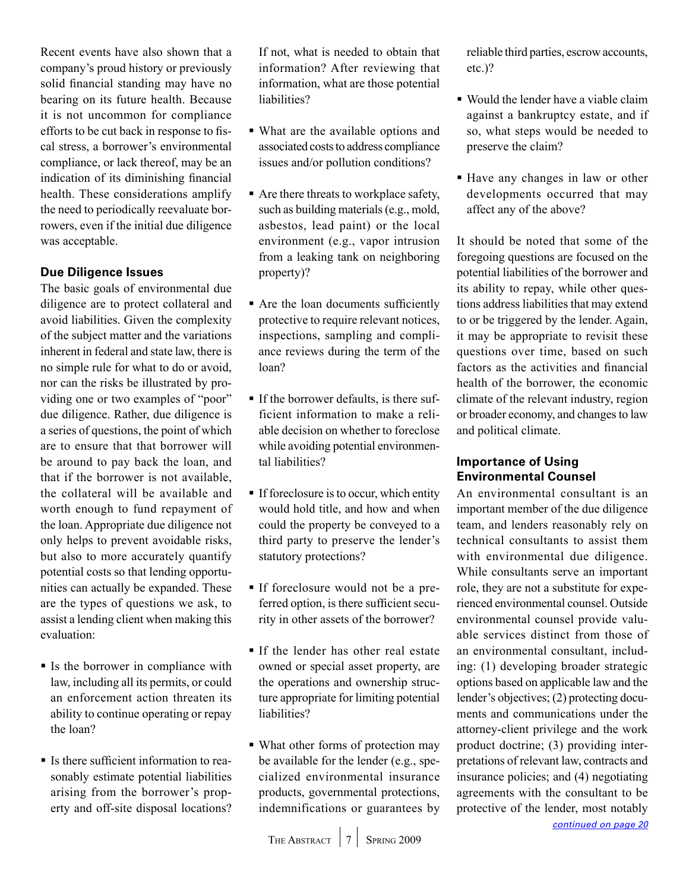Recent events have also shown that a company's proud history or previously solid financial standing may have no bearing on its future health. Because it is not uncommon for compliance efforts to be cut back in response to fiscal stress, a borrower's environmental compliance, or lack thereof, may be an indication of its diminishing financial health. These considerations amplify the need to periodically reevaluate borrowers, even if the initial due diligence was acceptable.

### Due Diligence Issues

The basic goals of environmental due diligence are to protect collateral and avoid liabilities. Given the complexity of the subject matter and the variations inherent in federal and state law, there is no simple rule for what to do or avoid, nor can the risks be illustrated by providing one or two examples of "poor" due diligence. Rather, due diligence is a series of questions, the point of which are to ensure that that borrower will be around to pay back the loan, and that if the borrower is not available, the collateral will be available and worth enough to fund repayment of the loan. Appropriate due diligence not only helps to prevent avoidable risks, but also to more accurately quantify potential costs so that lending opportunities can actually be expanded. These are the types of questions we ask, to assist a lending client when making this evaluation:

- Is the borrower in compliance with law, including all its permits, or could an enforcement action threaten its ability to continue operating or repay the loan?
- Is there sufficient information to reasonably estimate potential liabilities arising from the borrower's property and off-site disposal locations? If not, what is needed to obtain that information? After reviewing that information, what are those potential liabilities?
- What are the available options and associated costs to address compliance issues and/or pollution conditions?
- Are there threats to workplace safety, such as building materials (e.g., mold, asbestos, lead paint) or the local environment (e.g., vapor intrusion from a leaking tank on neighboring property)?
- Are the loan documents sufficiently protective to require relevant notices, inspections, sampling and compliance reviews during the term of the loan?
- If the borrower defaults, is there sufficient information to make a reliable decision on whether to foreclose while avoiding potential environmental liabilities?
- If foreclosure is to occur, which entity would hold title, and how and when could the property be conveyed to a third party to preserve the lender's statutory protections?
- If foreclosure would not be a preferred option, is there sufficient security in other assets of the borrower?
- If the lender has other real estate owned or special asset property, are the operations and ownership structure appropriate for limiting potential liabilities?
- What other forms of protection may be available for the lender (e.g., specialized environmental insurance products, governmental protections, indemnifications or guarantees by reliable third parties, escrow accounts, etc.)?
- Would the lender have a viable claim against a bankruptcy estate, and if so, what steps would be needed to preserve the claim?
- Have any changes in law or other developments occurred that may affect any of the above?

It should be noted that some of the foregoing questions are focused on the potential liabilities of the borrower and its ability to repay, while other questions address liabilities that may extend to or be triggered by the lender. Again, it may be appropriate to revisit these questions over time, based on such factors as the activities and financial health of the borrower, the economic climate of the relevant industry, region or broader economy, and changes to law and political climate.

### Importance of Using Environmental Counsel

An environmental consultant is an important member of the due diligence team, and lenders reasonably rely on technical consultants to assist them with environmental due diligence. While consultants serve an important role, they are not a substitute for experienced environmental counsel. Outside environmental counsel provide valuable services distinct from those of an environmental consultant, including: (1) developing broader strategic options based on applicable law and the lender's objectives; (2) protecting documents and communications under the attorney-client privilege and the work product doctrine; (3) providing interpretations of relevant law, contracts and insurance policies; and (4) negotiating agreements with the consultant to be protective of the lender, most notably

*continued on page 20*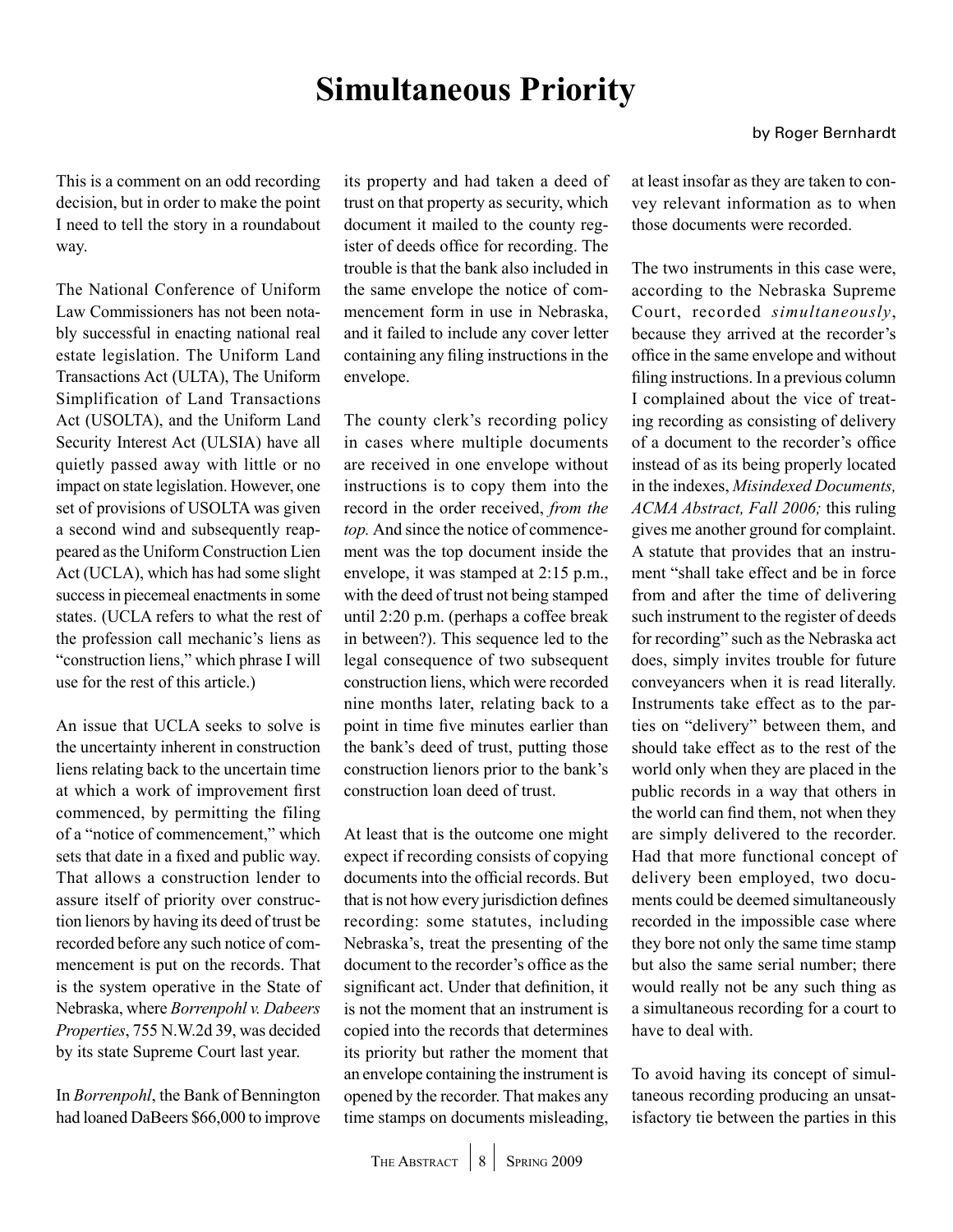# Simultaneous Priority

by Roger Bernhardt

This is a comment on an odd recording decision, but in order to make the point I need to tell the story in a roundabout way.

The National Conference of Uniform Law Commissioners has not been notably successful in enacting national real estate legislation. The Uniform Land Transactions Act (ULTA), The Uniform Simplification of Land Transactions Act (USOLTA), and the Uniform Land Security Interest Act (ULSIA) have all quietly passed away with little or no impact on state legislation. However, one set of provisions of USOLTA was given a second wind and subsequently reappeared as the Uniform Construction Lien Act (UCLA), which has had some slight success in piecemeal enactments in some states. (UCLA refers to what the rest of the profession call mechanic's liens as "construction liens," which phrase I will use for the rest of this article.)

An issue that UCLA seeks to solve is the uncertainty inherent in construction liens relating back to the uncertain time at which a work of improvement first commenced, by permitting the filing of a "notice of commencement," which sets that date in a fixed and public way. That allows a construction lender to assure itself of priority over construction lienors by having its deed of trust be recorded before any such notice of commencement is put on the records. That is the system operative in the State of Nebraska, where *Borrenpohl v. Dabeers Properties*, 755 N.W.2d 39, was decided by its state Supreme Court last year.

In *Borrenpohl*, the Bank of Bennington had loaned DaBeers $66,000 to improve its property and had taken a deed of trust on that property as security, which document it mailed to the county register of deeds office for recording. The trouble is that the bank also included in the same envelope the notice of commencement form in use in Nebraska, and it failed to include any cover letter containing any filing instructions in the envelope.

The county clerk's recording policy in cases where multiple documents are received in one envelope without instructions is to copy them into the record in the order received, *from the top.* And since the notice of commencement was the top document inside the envelope, it was stamped at 2:15 p.m., with the deed of trust not being stamped until 2:20 p.m. (perhaps a coffee break in between?). This sequence led to the legal consequence of two subsequent construction liens, which were recorded nine months later, relating back to a point in time five minutes earlier than the bank's deed of trust, putting those construction lienors prior to the bank's construction loan deed of trust.

At least that is the outcome one might expect if recording consists of copying documents into the official records. But that is not how every jurisdiction defines recording: some statutes, including Nebraska's, treat the presenting of the document to the recorder's office as the significant act. Under that definition, it is not the moment that an instrument is copied into the records that determines its priority but rather the moment that an envelope containing the instrument is opened by the recorder. That makes any time stamps on documents misleading, at least insofar as they are taken to convey relevant information as to when those documents were recorded.

The two instruments in this case were, according to the Nebraska Supreme Court, recorded *simultaneously*, because they arrived at the recorder's office in the same envelope and without filing instructions. In a previous column I complained about the vice of treating recording as consisting of delivery of a document to the recorder's office instead of as its being properly located in the indexes, *Misindexed Documents, ACMA Abstract, Fall 2006;* this ruling gives me another ground for complaint. A statute that provides that an instrument "shall take effect and be in force from and after the time of delivering such instrument to the register of deeds for recording" such as the Nebraska act does, simply invites trouble for future conveyancers when it is read literally. Instruments take effect as to the parties on "delivery" between them, and should take effect as to the rest of the world only when they are placed in the public records in a way that others in the world can find them, not when they are simply delivered to the recorder. Had that more functional concept of delivery been employed, two documents could be deemed simultaneously recorded in the impossible case where they bore not only the same time stamp but also the same serial number; there would really not be any such thing as a simultaneous recording for a court to have to deal with.

To avoid having its concept of simultaneous recording producing an unsatisfactory tie between the parties in this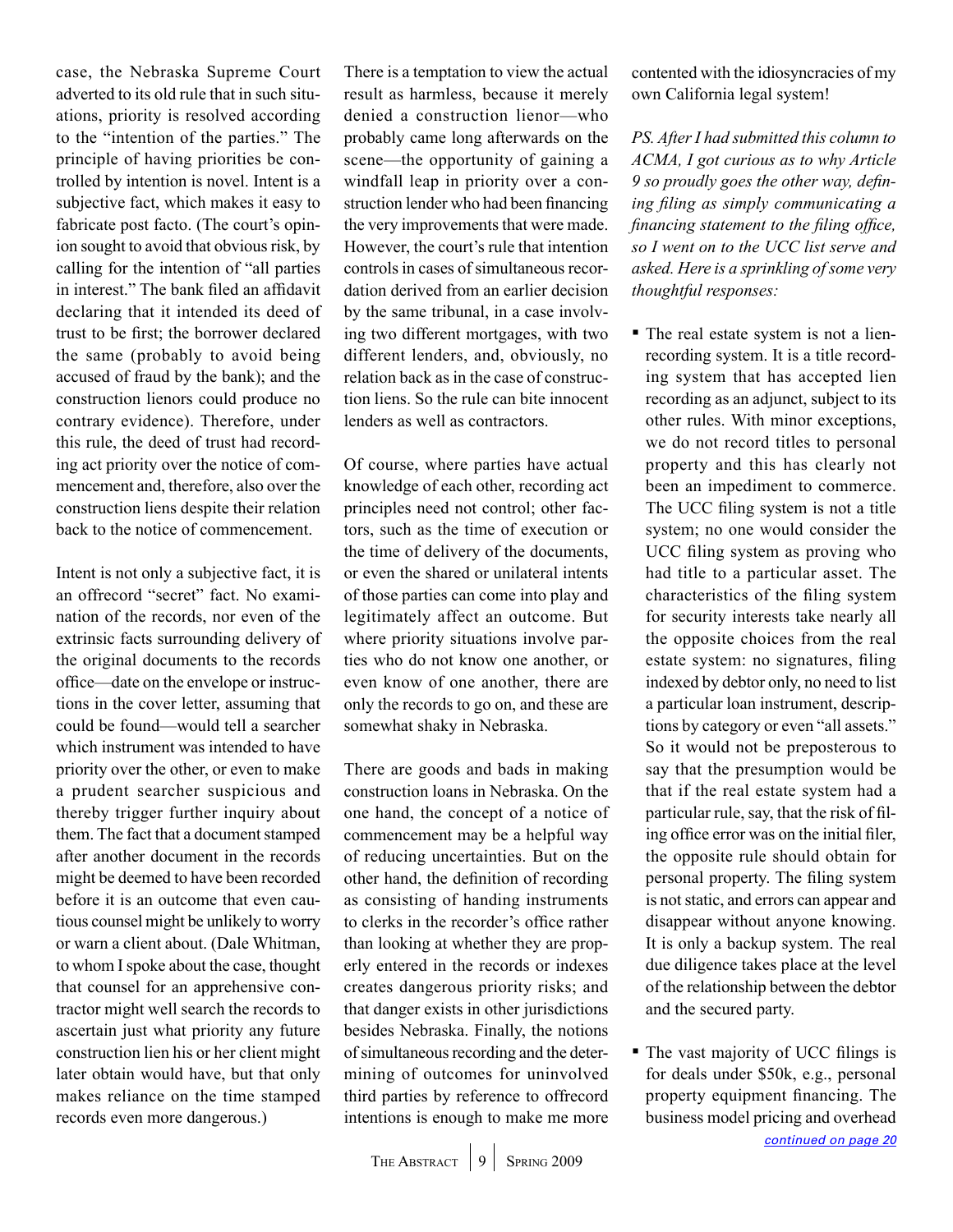case, the Nebraska Supreme Court adverted to its old rule that in such situations, priority is resolved according to the "intention of the parties." The principle of having priorities be controlled by intention is novel. Intent is a subjective fact, which makes it easy to fabricate post facto. (The court's opinion sought to avoid that obvious risk, by calling for the intention of "all parties in interest." The bank filed an affidavit declaring that it intended its deed of trust to be first; the borrower declared the same (probably to avoid being accused of fraud by the bank); and the construction lienors could produce no contrary evidence). Therefore, under this rule, the deed of trust had recording act priority over the notice of commencement and, therefore, also over the construction liens despite their relation back to the notice of commencement.

Intent is not only a subjective fact, it is an offrecord "secret" fact. No examination of the records, nor even of the extrinsic facts surrounding delivery of the original documents to the records office—date on the envelope or instructions in the cover letter, assuming that could be found—would tell a searcher which instrument was intended to have priority over the other, or even to make a prudent searcher suspicious and thereby trigger further inquiry about them. The fact that a document stamped after another document in the records might be deemed to have been recorded before it is an outcome that even cautious counsel might be unlikely to worry or warn a client about. (Dale Whitman, to whom I spoke about the case, thought that counsel for an apprehensive contractor might well search the records to ascertain just what priority any future construction lien his or her client might later obtain would have, but that only makes reliance on the time stamped records even more dangerous.)

There is a temptation to view the actual result as harmless, because it merely denied a construction lienor—who probably came long afterwards on the scene—the opportunity of gaining a windfall leap in priority over a construction lender who had been financing the very improvements that were made. However, the court's rule that intention controls in cases of simultaneous recordation derived from an earlier decision by the same tribunal, in a case involving two different mortgages, with two different lenders, and, obviously, no relation back as in the case of construction liens. So the rule can bite innocent lenders as well as contractors.

Of course, where parties have actual knowledge of each other, recording act principles need not control; other factors, such as the time of execution or the time of delivery of the documents, or even the shared or unilateral intents of those parties can come into play and legitimately affect an outcome. But where priority situations involve parties who do not know one another, or even know of one another, there are only the records to go on, and these are somewhat shaky in Nebraska.

There are goods and bads in making construction loans in Nebraska. On the one hand, the concept of a notice of commencement may be a helpful way of reducing uncertainties. But on the other hand, the definition of recording as consisting of handing instruments to clerks in the recorder's office rather than looking at whether they are properly entered in the records or indexes creates dangerous priority risks; and that danger exists in other jurisdictions besides Nebraska. Finally, the notions of simultaneous recording and the determining of outcomes for uninvolved third parties by reference to offrecord intentions is enough to make me more contented with the idiosyncracies of my own California legal system!

*PS. After I had submitted this column to ACMA, I got curious as to why Article 9 so proudly goes the other way, defining filing as simply communicating a financing statement to the filing office, so I went on to the UCC list serve and asked. Here is a sprinkling of some very thoughtful responses:*

- The real estate system is not a lien-recording system. It is a title recording system that has accepted lien recording as an adjunct, subject to its other rules. With minor exceptions, we do not record titles to personal property and this has clearly not been an impediment to commerce. The UCC filing system is not a title system; no one would consider the UCC filing system as proving who had title to a particular asset. The characteristics of the filing system for security interests take nearly all the opposite choices from the real estate system: no signatures, filing indexed by debtor only, no need to list a particular loan instrument, descriptions by category or even "all assets." So it would not be preposterous to say that the presumption would be that if the real estate system had a particular rule, say, that the risk of filing office error was on the initial filer, the opposite rule should obtain for personal property. The filing system is not static, and errors can appear and disappear without anyone knowing. It is only a backup system. The real due diligence takes place at the level of the relationship between the debtor and the secured party.

- The vast majority of UCC filings is for deals under $50k, e.g., personal property equipment financing. The business model pricing and overhead

*continued on page 20*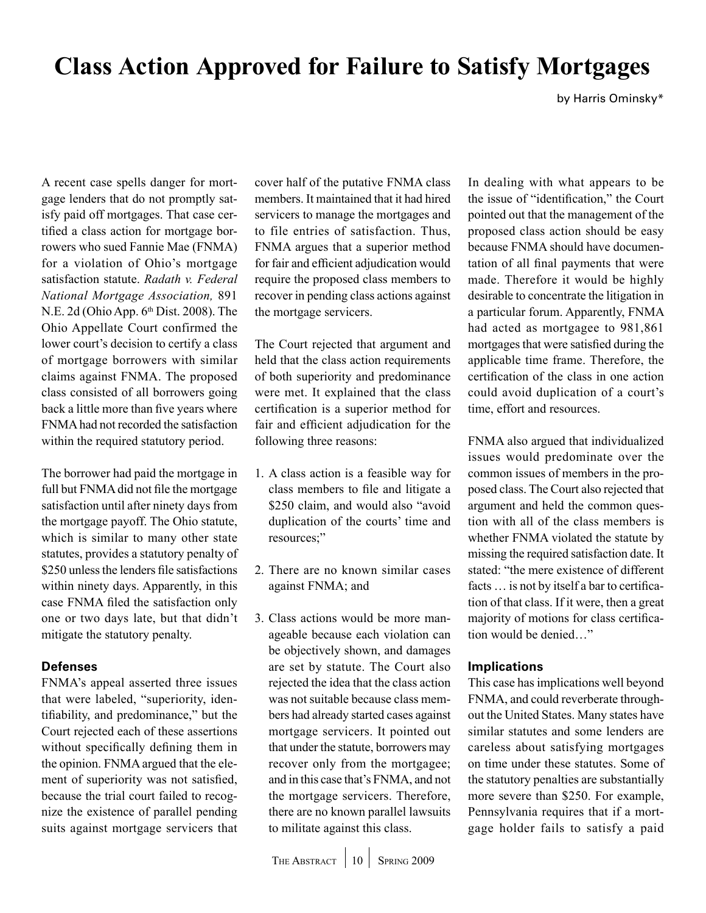# Class Action Approved for Failure to Satisfy Mortgages

by Harris Ominsky*

A recent case spells danger for mortgage lenders that do not promptly satisfy paid off mortgages. That case certified a class action for mortgage borrowers who sued Fannie Mae (FNMA) for a violation of Ohio's mortgage satisfaction statute. *Radath v. Federal National Mortgage Association,* 891 N.E. 2d (Ohio App. 6th Dist. 2008). The Ohio Appellate Court confirmed the lower court's decision to certify a class of mortgage borrowers with similar claims against FNMA. The proposed class consisted of all borrowers going back a little more than five years where FNMA had not recorded the satisfaction within the required statutory period.

The borrower had paid the mortgage in full but FNMA did not file the mortgage satisfaction until after ninety days from the mortgage payoff. The Ohio statute, which is similar to many other state statutes, provides a statutory penalty of $250 unless the lenders file satisfactions within ninety days. Apparently, in this case FNMA filed the satisfaction only one or two days late, but that didn't mitigate the statutory penalty.

### Defenses

FNMA's appeal asserted three issues that were labeled, "superiority, identifiability, and predominance," but the Court rejected each of these assertions without specifically defining them in the opinion. FNMA argued that the element of superiority was not satisfied, because the trial court failed to recognize the existence of parallel pending suits against mortgage servicers that cover half of the putative FNMA class members. It maintained that it had hired servicers to manage the mortgages and to file entries of satisfaction. Thus, FNMA argues that a superior method for fair and efficient adjudication would require the proposed class members to recover in pending class actions against the mortgage servicers.

The Court rejected that argument and held that the class action requirements of both superiority and predominance were met. It explained that the class certification is a superior method for fair and efficient adjudication for the following three reasons:

1. A class action is a feasible way for class members to file and litigate a $250 claim, and would also "avoid duplication of the courts' time and resources;"
2. There are no known similar cases against FNMA; and
3. Class actions would be more manageable because each violation can be objectively shown, and damages are set by statute. The Court also rejected the idea that the class action was not suitable because class members had already started cases against mortgage servicers. It pointed out that under the statute, borrowers may recover only from the mortgagee; and in this case that's FNMA, and not the mortgage servicers. Therefore, there are no known parallel lawsuits to militate against this class.

In dealing with what appears to be the issue of "identification," the Court pointed out that the management of the proposed class action should be easy because FNMA should have documentation of all final payments that were made. Therefore it would be highly desirable to concentrate the litigation in a particular forum. Apparently, FNMA had acted as mortgagee to 981,861 mortgages that were satisfied during the applicable time frame. Therefore, the certification of the class in one action could avoid duplication of a court's time, effort and resources.

FNMA also argued that individualized issues would predominate over the common issues of members in the proposed class. The Court also rejected that argument and held the common question with all of the class members is whether FNMA violated the statute by missing the required satisfaction date. It stated: "the mere existence of different facts … is not by itself a bar to certification of that class. If it were, then a great majority of motions for class certification would be denied…"

### Implications

This case has implications well beyond FNMA, and could reverberate throughout the United States. Many states have similar statutes and some lenders are careless about satisfying mortgages on time under these statutes. Some of the statutory penalties are substantially more severe than $250. For example, Pennsylvania requires that if a mortgage holder fails to satisfy a paid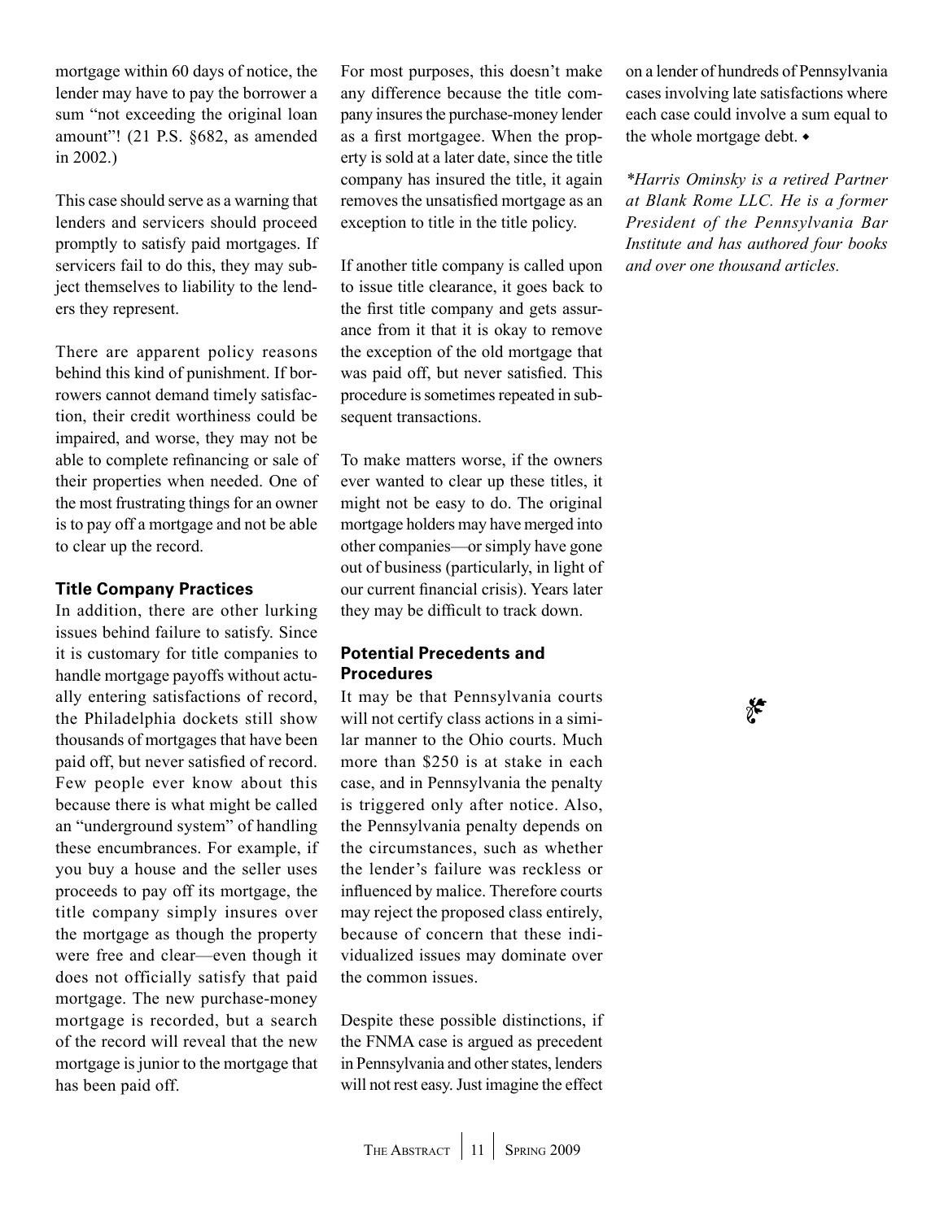mortgage within 60 days of notice, the lender may have to pay the borrower a sum "not exceeding the original loan amount"! (21 P.S. §682, as amended in 2002.)

This case should serve as a warning that lenders and servicers should proceed promptly to satisfy paid mortgages. If servicers fail to do this, they may subject themselves to liability to the lenders they represent.

There are apparent policy reasons behind this kind of punishment. If borrowers cannot demand timely satisfaction, their credit worthiness could be impaired, and worse, they may not be able to complete refinancing or sale of their properties when needed. One of the most frustrating things for an owner is to pay off a mortgage and not be able to clear up the record.

### Title Company Practices

In addition, there are other lurking issues behind failure to satisfy. Since it is customary for title companies to handle mortgage payoffs without actually entering satisfactions of record, the Philadelphia dockets still show thousands of mortgages that have been paid off, but never satisfied of record. Few people ever know about this because there is what might be called an "underground system" of handling these encumbrances. For example, if you buy a house and the seller uses proceeds to pay off its mortgage, the title company simply insures over the mortgage as though the property were free and clear—even though it does not officially satisfy that paid mortgage. The new purchase-money mortgage is recorded, but a search of the record will reveal that the new mortgage is junior to the mortgage that has been paid off.

For most purposes, this doesn't make any difference because the title company insures the purchase-money lender as a first mortgagee. When the property is sold at a later date, since the title company has insured the title, it again removes the unsatisfied mortgage as an exception to title in the title policy.

If another title company is called upon to issue title clearance, it goes back to the first title company and gets assurance from it that it is okay to remove the exception of the old mortgage that was paid off, but never satisfied. This procedure is sometimes repeated in subsequent transactions.

To make matters worse, if the owners ever wanted to clear up these titles, it might not be easy to do. The original mortgage holders may have merged into other companies—or simply have gone out of business (particularly, in light of our current financial crisis). Years later they may be difficult to track down.

### Potential Precedents and Procedures

It may be that Pennsylvania courts will not certify class actions in a similar manner to the Ohio courts. Much more than $250 is at stake in each case, and in Pennsylvania the penalty is triggered only after notice. Also, the Pennsylvania penalty depends on the circumstances, such as whether the lender's failure was reckless or influenced by malice. Therefore courts may reject the proposed class entirely, because of concern that these individualized issues may dominate over the common issues.

Despite these possible distinctions, if the FNMA case is argued as precedent in Pennsylvania and other states, lenders will not rest easy. Just imagine the effect on a lender of hundreds of Pennsylvania cases involving late satisfactions where each case could involve a sum equal to the whole mortgage debt. ◆

*\*Harris Ominsky is a retired Partner at Blank Rome LLC. He is a former President of the Pennsylvania Bar Institute and has authored four books and over one thousand articles.*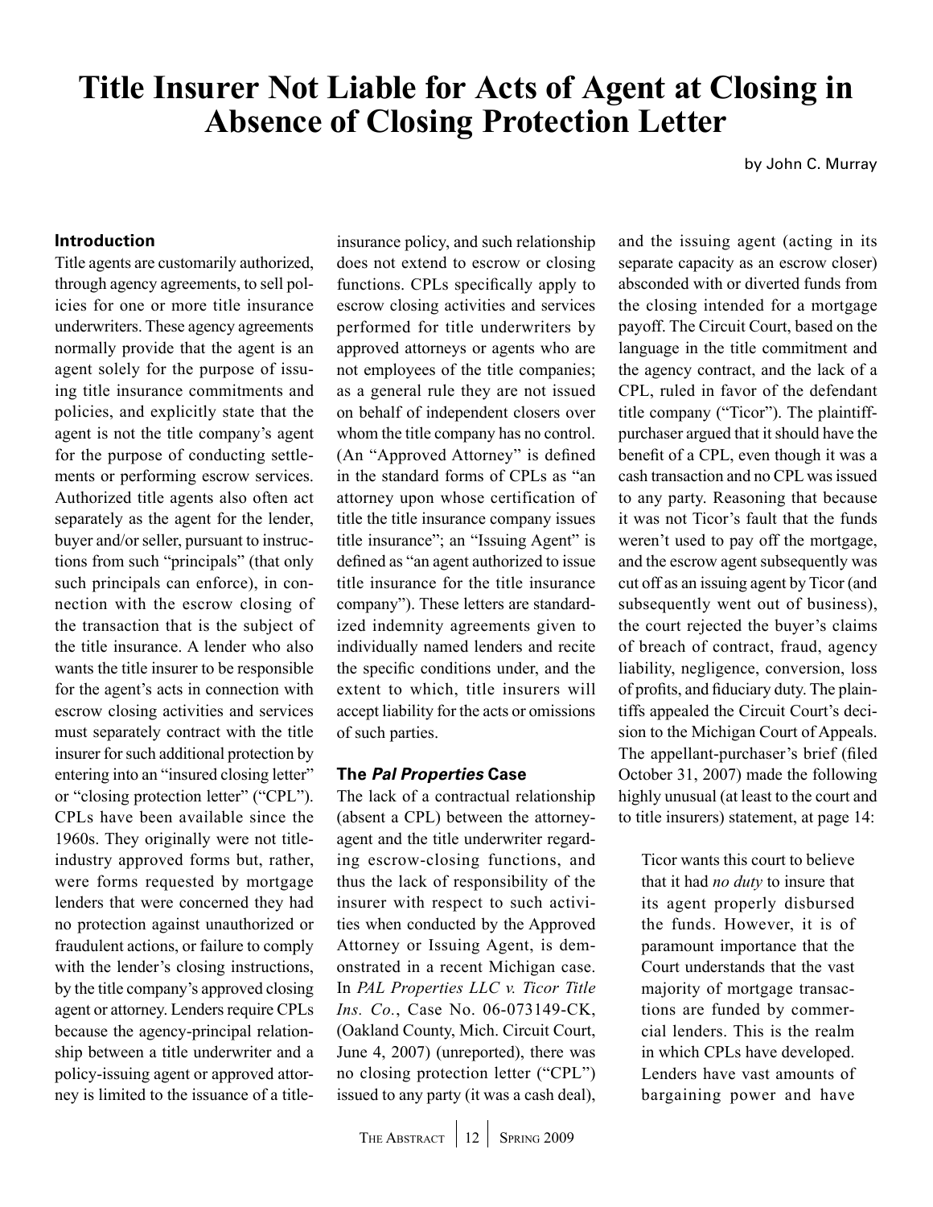# Title Insurer Not Liable for Acts of Agent at Closing in Absence of Closing Protection Letter

by John C. Murray

### Introduction

Title agents are customarily authorized, through agency agreements, to sell policies for one or more title insurance underwriters. These agency agreements normally provide that the agent is an agent solely for the purpose of issuing title insurance commitments and policies, and explicitly state that the agent is not the title company's agent for the purpose of conducting settlements or performing escrow services. Authorized title agents also often act separately as the agent for the lender, buyer and/or seller, pursuant to instructions from such "principals" (that only such principals can enforce), in connection with the escrow closing of the transaction that is the subject of the title insurance. A lender who also wants the title insurer to be responsible for the agent's acts in connection with escrow closing activities and services must separately contract with the title insurer for such additional protection by entering into an "insured closing letter" or "closing protection letter" ("CPL"). CPLs have been available since the 1960s. They originally were not title-industry approved forms but, rather, were forms requested by mortgage lenders that were concerned they had no protection against unauthorized or fraudulent actions, or failure to comply with the lender's closing instructions, by the title company's approved closing agent or attorney. Lenders require CPLs because the agency-principal relationship between a title underwriter and a policy-issuing agent or approved attorney is limited to the issuance of a title-insurance policy, and such relationship does not extend to escrow or closing functions. CPLs specifically apply to escrow closing activities and services performed for title underwriters by approved attorneys or agents who are not employees of the title companies; as a general rule they are not issued on behalf of independent closers over whom the title company has no control. (An "Approved Attorney" is defined in the standard forms of CPLs as "an attorney upon whose certification of title the title insurance company issues title insurance"; an "Issuing Agent" is defined as "an agent authorized to issue title insurance for the title insurance company"). These letters are standardized indemnity agreements given to individually named lenders and recite the specific conditions under, and the extent to which, title insurers will accept liability for the acts or omissions of such parties.

### The *Pal Properties* Case

The lack of a contractual relationship (absent a CPL) between the attorney-agent and the title underwriter regarding escrow-closing functions, and thus the lack of responsibility of the insurer with respect to such activities when conducted by the Approved Attorney or Issuing Agent, is demonstrated in a recent Michigan case. In *PAL Properties LLC v. Ticor Title Ins. Co.*, Case No. 06-073149-CK, (Oakland County, Mich. Circuit Court, June 4, 2007) (unreported), there was no closing protection letter ("CPL") issued to any party (it was a cash deal), and the issuing agent (acting in its separate capacity as an escrow closer) absconded with or diverted funds from the closing intended for a mortgage payoff. The Circuit Court, based on the language in the title commitment and the agency contract, and the lack of a CPL, ruled in favor of the defendant title company ("Ticor"). The plaintiff-purchaser argued that it should have the benefit of a CPL, even though it was a cash transaction and no CPL was issued to any party. Reasoning that because it was not Ticor's fault that the funds weren't used to pay off the mortgage, and the escrow agent subsequently was cut off as an issuing agent by Ticor (and subsequently went out of business), the court rejected the buyer's claims of breach of contract, fraud, agency liability, negligence, conversion, loss of profits, and fiduciary duty. The plaintiffs appealed the Circuit Court's decision to the Michigan Court of Appeals. The appellant-purchaser's brief (filed October 31, 2007) made the following highly unusual (at least to the court and to title insurers) statement, at page 14:

> Ticor wants this court to believe that it had *no duty* to insure that its agent properly disbursed the funds. However, it is of paramount importance that the Court understands that the vast majority of mortgage transactions are funded by commercial lenders. This is the realm in which CPLs have developed. Lenders have vast amounts of bargaining power and have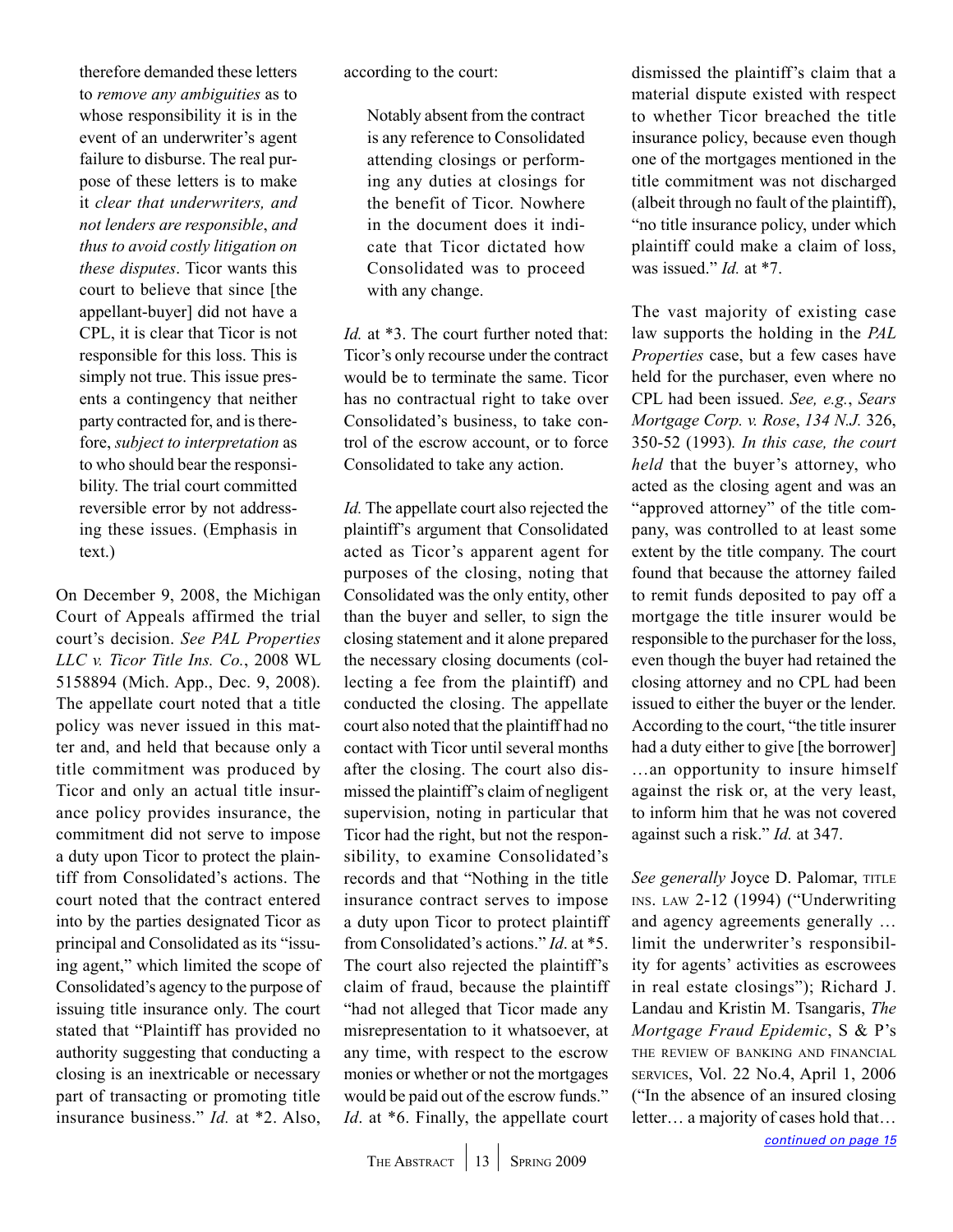> therefore demanded these letters to *remove any ambiguities* as to whose responsibility it is in the event of an underwriter's agent failure to disburse. The real purpose of these letters is to make it *clear that underwriters, and not lenders are responsible*, *and thus to avoid costly litigation on these disputes*. Ticor wants this court to believe that since [the appellant-buyer] did not have a CPL, it is clear that Ticor is not responsible for this loss. This is simply not true. This issue presents a contingency that neither party contracted for, and is therefore, *subject to interpretation* as to who should bear the responsibility. The trial court committed reversible error by not addressing these issues. (Emphasis in text.)

On December 9, 2008, the Michigan Court of Appeals affirmed the trial court's decision. *See PAL Properties LLC v. Ticor Title Ins. Co.*, 2008 WL 5158894 (Mich. App., Dec. 9, 2008). The appellate court noted that a title policy was never issued in this matter and, and held that because only a title commitment was produced by Ticor and only an actual title insurance policy provides insurance, the commitment did not serve to impose a duty upon Ticor to protect the plaintiff from Consolidated's actions. The court noted that the contract entered into by the parties designated Ticor as principal and Consolidated as its "issuing agent," which limited the scope of Consolidated's agency to the purpose of issuing title insurance only. The court stated that "Plaintiff has provided no authority suggesting that conducting a closing is an inextricable or necessary part of transacting or promoting title insurance business." *Id.* at *2. Also, according to the court:

> Notably absent from the contract is any reference to Consolidated attending closings or performing any duties at closings for the benefit of Ticor. Nowhere in the document does it indicate that Ticor dictated how Consolidated was to proceed with any change.

*Id.* at *3. The court further noted that: Ticor's only recourse under the contract would be to terminate the same. Ticor has no contractual right to take over Consolidated's business, to take control of the escrow account, or to force Consolidated to take any action.

*Id.* The appellate court also rejected the plaintiff's argument that Consolidated acted as Ticor's apparent agent for purposes of the closing, noting that Consolidated was the only entity, other than the buyer and seller, to sign the closing statement and it alone prepared the necessary closing documents (collecting a fee from the plaintiff) and conducted the closing. The appellate court also noted that the plaintiff had no contact with Ticor until several months after the closing. The court also dismissed the plaintiff's claim of negligent supervision, noting in particular that Ticor had the right, but not the responsibility, to examine Consolidated's records and that "Nothing in the title insurance contract serves to impose a duty upon Ticor to protect plaintiff from Consolidated's actions." *Id*. at *5. The court also rejected the plaintiff's claim of fraud, because the plaintiff "had not alleged that Ticor made any misrepresentation to it whatsoever, at any time, with respect to the escrow monies or whether or not the mortgages would be paid out of the escrow funds." *Id*. at *6. Finally, the appellate court dismissed the plaintiff's claim that a material dispute existed with respect to whether Ticor breached the title insurance policy, because even though one of the mortgages mentioned in the title commitment was not discharged (albeit through no fault of the plaintiff), "no title insurance policy, under which plaintiff could make a claim of loss, was issued." *Id.* at *7.

The vast majority of existing case law supports the holding in the *PAL Properties* case, but a few cases have held for the purchaser, even where no CPL had been issued. *See, e.g.*, *Sears Mortgage Corp. v. Rose*, *134 N.J.* 326, 350-52 (1993)*. In this case, the court held* that the buyer's attorney, who acted as the closing agent and was an "approved attorney" of the title company, was controlled to at least some extent by the title company. The court found that because the attorney failed to remit funds deposited to pay off a mortgage the title insurer would be responsible to the purchaser for the loss, even though the buyer had retained the closing attorney and no CPL had been issued to either the buyer or the lender. According to the court, "the title insurer had a duty either to give [the borrower] …an opportunity to insure himself against the risk or, at the very least, to inform him that he was not covered against such a risk." *Id.* at 347.

*See generally* Joyce D. Palomar, Title Ins. Law 2-12 (1994) ("Underwriting and agency agreements generally … limit the underwriter's responsibility for agents' activities as escrowees in real estate closings"); Richard J. Landau and Kristin M. Tsangaris, *The Mortgage Fraud Epidemic*, S & P's The Review of Banking and Financial Services, Vol. 22 No.4, April 1, 2006 ("In the absence of an insured closing letter… a majority of cases hold that…

*continued on page 15*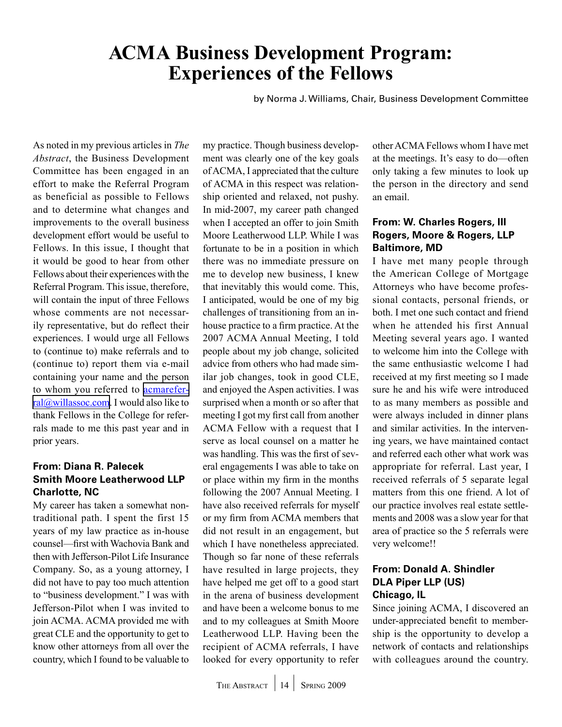# ACMA Business Development Program: Experiences of the Fellows

by Norma J. Williams, Chair, Business Development Committee

As noted in my previous articles in *The Abstract*, the Business Development Committee has been engaged in an effort to make the Referral Program as beneficial as possible to Fellows and to determine what changes and improvements to the overall business development effort would be useful to Fellows. In this issue, I thought that it would be good to hear from other Fellows about their experiences with the Referral Program. This issue, therefore, will contain the input of three Fellows whose comments are not necessarily representative, but do reflect their experiences. I would urge all Fellows to (continue to) make referrals and to (continue to) report them via e-mail containing your name and the person to whom you referred to acmareferral@willassoc.com. I would also like to thank Fellows in the College for referrals made to me this past year and in prior years.

### From: Diana R. Palecek
### Smith Moore Leatherwood LLP
### Charlotte, NC

My career has taken a somewhat nontraditional path. I spent the first 15 years of my law practice as in-house counsel—first with Wachovia Bank and then with Jefferson-Pilot Life Insurance Company. So, as a young attorney, I did not have to pay too much attention to "business development." I was with Jefferson-Pilot when I was invited to join ACMA. ACMA provided me with great CLE and the opportunity to get to know other attorneys from all over the country, which I found to be valuable to my practice. Though business development was clearly one of the key goals of ACMA, I appreciated that the culture of ACMA in this respect was relationship oriented and relaxed, not pushy. In mid-2007, my career path changed when I accepted an offer to join Smith Moore Leatherwood LLP. While I was fortunate to be in a position in which there was no immediate pressure on me to develop new business, I knew that inevitably this would come. This, I anticipated, would be one of my big challenges of transitioning from an in-house practice to a firm practice. At the 2007 ACMA Annual Meeting, I told people about my job change, solicited advice from others who had made similar job changes, took in good CLE, and enjoyed the Aspen activities. I was surprised when a month or so after that meeting I got my first call from another ACMA Fellow with a request that I serve as local counsel on a matter he was handling. This was the first of several engagements I was able to take on or place within my firm in the months following the 2007 Annual Meeting. I have also received referrals for myself or my firm from ACMA members that did not result in an engagement, but which I have nonetheless appreciated. Though so far none of these referrals have resulted in large projects, they have helped me get off to a good start in the arena of business development and have been a welcome bonus to me and to my colleagues at Smith Moore Leatherwood LLP. Having been the recipient of ACMA referrals, I have looked for every opportunity to refer other ACMA Fellows whom I have met at the meetings. It's easy to do—often only taking a few minutes to look up the person in the directory and send an email.

### From: W. Charles Rogers, III
### Rogers, Moore & Rogers, LLP
### Baltimore, MD

I have met many people through the American College of Mortgage Attorneys who have become professional contacts, personal friends, or both. I met one such contact and friend when he attended his first Annual Meeting several years ago. I wanted to welcome him into the College with the same enthusiastic welcome I had received at my first meeting so I made sure he and his wife were introduced to as many members as possible and were always included in dinner plans and similar activities. In the intervening years, we have maintained contact and referred each other what work was appropriate for referral. Last year, I received referrals of 5 separate legal matters from this one friend. A lot of our practice involves real estate settlements and 2008 was a slow year for that area of practice so the 5 referrals were very welcome!!

### From: Donald A. Shindler
### DLA Piper LLP (US)
### Chicago, IL

Since joining ACMA, I discovered an under-appreciated benefit to membership is the opportunity to develop a network of contacts and relationships with colleagues around the country.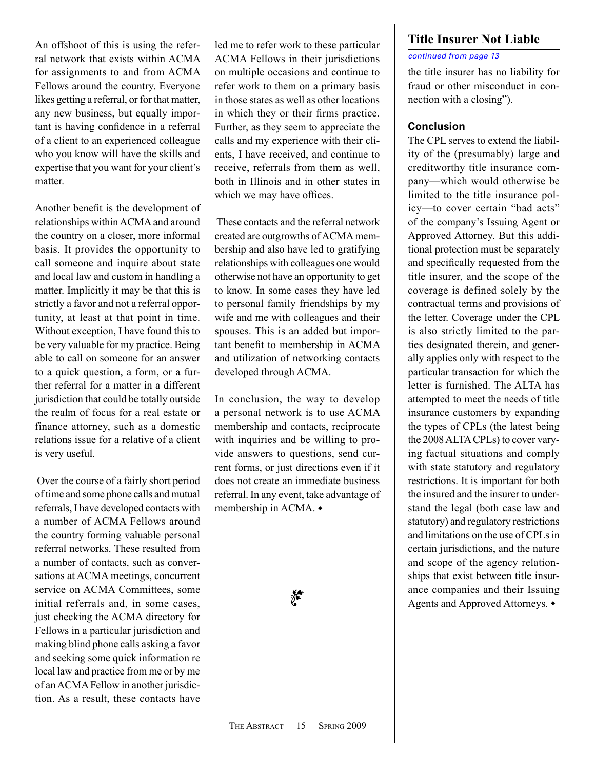An offshoot of this is using the referral network that exists within ACMA for assignments to and from ACMA Fellows around the country. Everyone likes getting a referral, or for that matter, any new business, but equally important is having confidence in a referral of a client to an experienced colleague who you know will have the skills and expertise that you want for your client's matter.

Another benefit is the development of relationships within ACMA and around the country on a closer, more informal basis. It provides the opportunity to call someone and inquire about state and local law and custom in handling a matter. Implicitly it may be that this is strictly a favor and not a referral opportunity, at least at that point in time. Without exception, I have found this to be very valuable for my practice. Being able to call on someone for an answer to a quick question, a form, or a further referral for a matter in a different jurisdiction that could be totally outside the realm of focus for a real estate or finance attorney, such as a domestic relations issue for a relative of a client is very useful.

Over the course of a fairly short period of time and some phone calls and mutual referrals, I have developed contacts with a number of ACMA Fellows around the country forming valuable personal referral networks. These resulted from a number of contacts, such as conversations at ACMA meetings, concurrent service on ACMA Committees, some initial referrals and, in some cases, just checking the ACMA directory for Fellows in a particular jurisdiction and making blind phone calls asking a favor and seeking some quick information re local law and practice from me or by me of an ACMA Fellow in another jurisdiction. As a result, these contacts have led me to refer work to these particular ACMA Fellows in their jurisdictions on multiple occasions and continue to refer work to them on a primary basis in those states as well as other locations in which they or their firms practice. Further, as they seem to appreciate the calls and my experience with their clients, I have received, and continue to receive, referrals from them as well, both in Illinois and in other states in which we may have offices.

These contacts and the referral network created are outgrowths of ACMA membership and also have led to gratifying relationships with colleagues one would otherwise not have an opportunity to get to know. In some cases they have led to personal family friendships by my wife and me with colleagues and their spouses. This is an added but important benefit to membership in ACMA and utilization of networking contacts developed through ACMA.

In conclusion, the way to develop a personal network is to use ACMA membership and contacts, reciprocate with inquiries and be willing to provide answers to questions, send current forms, or just directions even if it does not create an immediate business referral. In any event, take advantage of membership in ACMA. ◆

## Title Insurer Not Liable

*continued from page 13*

the title insurer has no liability for fraud or other misconduct in connection with a closing").

### Conclusion

The CPL serves to extend the liability of the (presumably) large and creditworthy title insurance company—which would otherwise be limited to the title insurance policy—to cover certain "bad acts" of the company's Issuing Agent or Approved Attorney. But this additional protection must be separately and specifically requested from the title insurer, and the scope of the coverage is defined solely by the contractual terms and provisions of the letter. Coverage under the CPL is also strictly limited to the parties designated therein, and generally applies only with respect to the particular transaction for which the letter is furnished. The ALTA has attempted to meet the needs of title insurance customers by expanding the types of CPLs (the latest being the 2008 ALTA CPLs) to cover varying factual situations and comply with state statutory and regulatory restrictions. It is important for both the insured and the insurer to understand the legal (both case law and statutory) and regulatory restrictions and limitations on the use of CPLs in certain jurisdictions, and the nature and scope of the agency relationships that exist between title insurance companies and their Issuing Agents and Approved Attorneys. ◆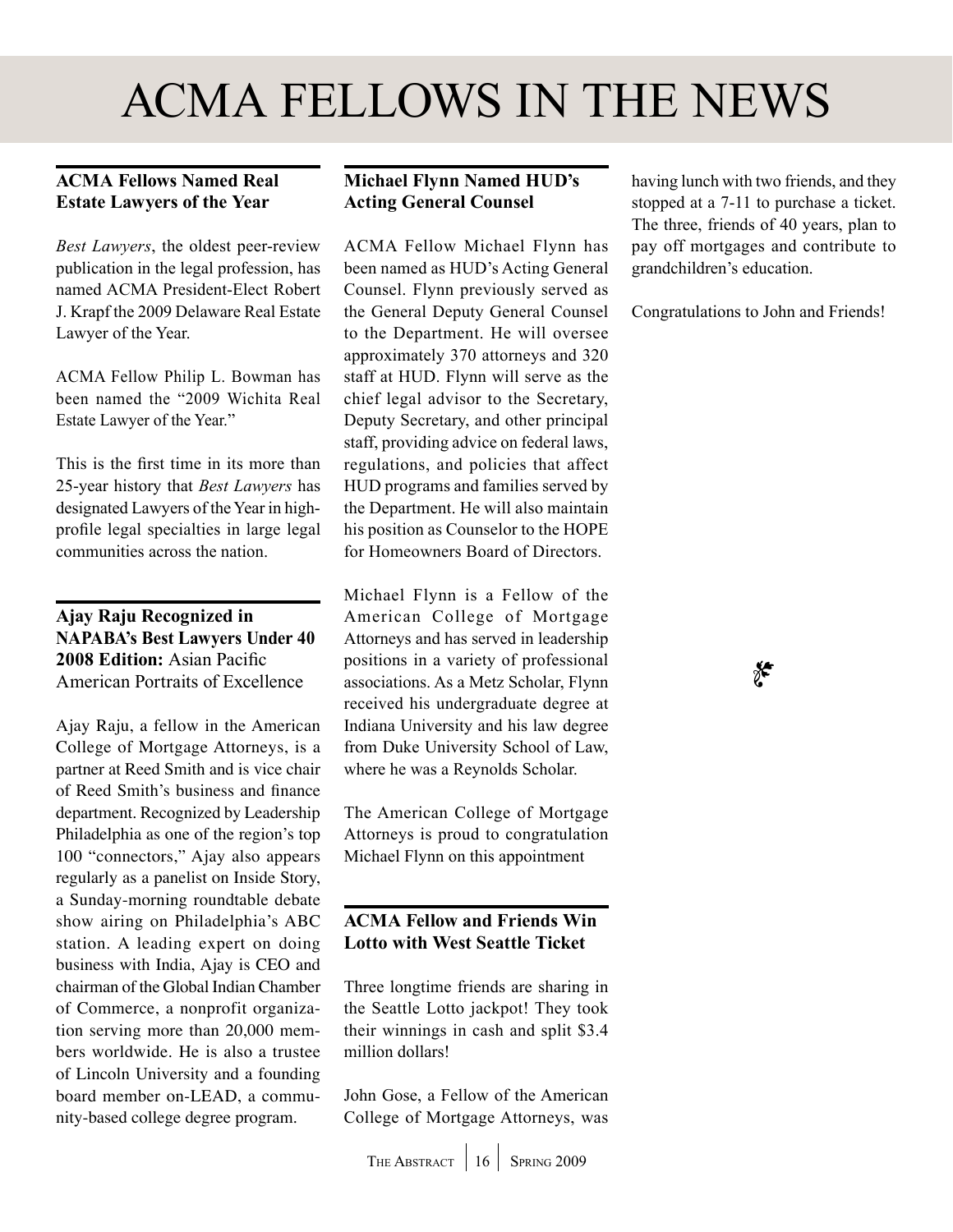# ACMA FELLOWS IN THE NEWS

### ACMA Fellows Named Real Estate Lawyers of the Year

*Best Lawyers*, the oldest peer-review publication in the legal profession, has named ACMA President-Elect Robert J. Krapf the 2009 Delaware Real Estate Lawyer of the Year.

ACMA Fellow Philip L. Bowman has been named the "2009 Wichita Real Estate Lawyer of the Year."

This is the first time in its more than 25-year history that *Best Lawyers* has designated Lawyers of the Year in high-profile legal specialties in large legal communities across the nation.

### Ajay Raju Recognized in NAPABA's Best Lawyers Under 40 2008 Edition: Asian Pacific American Portraits of Excellence

Ajay Raju, a fellow in the American College of Mortgage Attorneys, is a partner at Reed Smith and is vice chair of Reed Smith's business and finance department. Recognized by Leadership Philadelphia as one of the region's top 100 "connectors," Ajay also appears regularly as a panelist on Inside Story, a Sunday-morning roundtable debate show airing on Philadelphia's ABC station. A leading expert on doing business with India, Ajay is CEO and chairman of the Global Indian Chamber of Commerce, a nonprofit organization serving more than 20,000 members worldwide. He is also a trustee of Lincoln University and a founding board member on-LEAD, a community-based college degree program.

### Michael Flynn Named HUD's Acting General Counsel

ACMA Fellow Michael Flynn has been named as HUD's Acting General Counsel. Flynn previously served as the General Deputy General Counsel to the Department. He will oversee approximately 370 attorneys and 320 staff at HUD. Flynn will serve as the chief legal advisor to the Secretary, Deputy Secretary, and other principal staff, providing advice on federal laws, regulations, and policies that affect HUD programs and families served by the Department. He will also maintain his position as Counselor to the HOPE for Homeowners Board of Directors.

Michael Flynn is a Fellow of the American College of Mortgage Attorneys and has served in leadership positions in a variety of professional associations. As a Metz Scholar, Flynn received his undergraduate degree at Indiana University and his law degree from Duke University School of Law, where he was a Reynolds Scholar.

The American College of Mortgage Attorneys is proud to congratulation Michael Flynn on this appointment

### ACMA Fellow and Friends Win Lotto with West Seattle Ticket

Three longtime friends are sharing in the Seattle Lotto jackpot! They took their winnings in cash and split $3.4 million dollars!

John Gose, a Fellow of the American College of Mortgage Attorneys, was having lunch with two friends, and they stopped at a 7-11 to purchase a ticket. The three, friends of 40 years, plan to pay off mortgages and contribute to grandchildren's education.

Congratulations to John and Friends!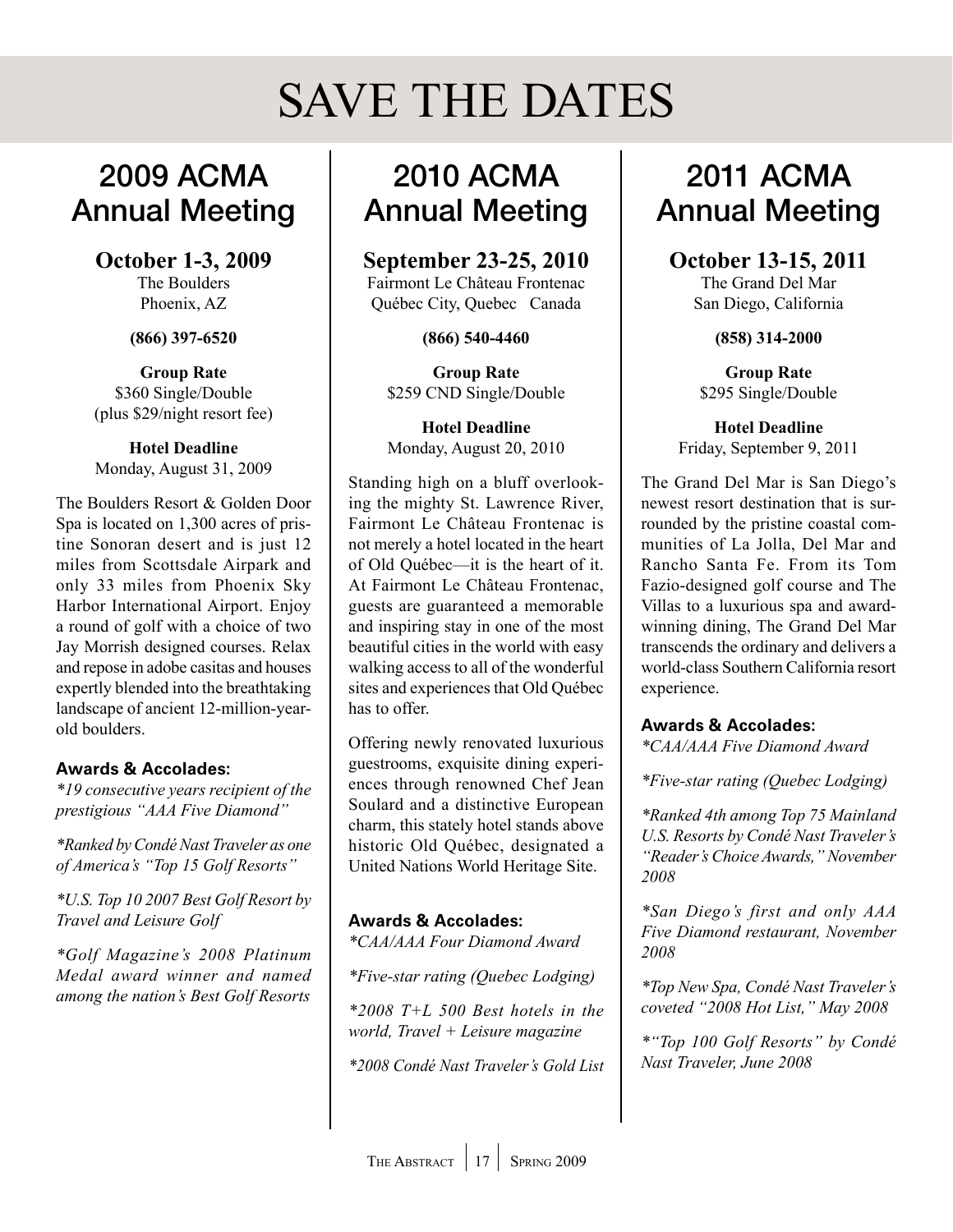# SAVE THE DATES

## 2009 ACMA Annual Meeting

**October 1-3, 2009**
The Boulders
Phoenix, AZ

**(866) 397-6520**

**Group Rate**
$360 Single/Double
(plus $29/night resort fee)

**Hotel Deadline**
Monday, August 31, 2009

The Boulders Resort & Golden Door Spa is located on 1,300 acres of pristine Sonoran desert and is just 12 miles from Scottsdale Airpark and only 33 miles from Phoenix Sky Harbor International Airport. Enjoy a round of golf with a choice of two Jay Morrish designed courses. Relax and repose in adobe casitas and houses expertly blended into the breathtaking landscape of ancient 12-million-year-old boulders.

**Awards & Accolades:**

*\*19 consecutive years recipient of the prestigious "AAA Five Diamond"*

*\*Ranked by Condé Nast Traveler as one of America's "Top 15 Golf Resorts"*

*\*U.S. Top 10 2007 Best Golf Resort by Travel and Leisure Golf*

*\*Golf Magazine's 2008 Platinum Medal award winner and named among the nation's Best Golf Resorts*

## 2010 ACMA Annual Meeting

**September 23-25, 2010**
Fairmont Le Château Frontenac
Québec City, Quebec Canada

**(866) 540-4460**

**Group Rate**
$259 CND Single/Double

**Hotel Deadline**
Monday, August 20, 2010

Standing high on a bluff overlooking the mighty St. Lawrence River, Fairmont Le Château Frontenac is not merely a hotel located in the heart of Old Québec—it is the heart of it. At Fairmont Le Château Frontenac, guests are guaranteed a memorable and inspiring stay in one of the most beautiful cities in the world with easy walking access to all of the wonderful sites and experiences that Old Québec has to offer.

Offering newly renovated luxurious guestrooms, exquisite dining experiences through renowned Chef Jean Soulard and a distinctive European charm, this stately hotel stands above historic Old Québec, designated a United Nations World Heritage Site.

**Awards & Accolades:**

*\*CAA/AAA Four Diamond Award*

*\*Five-star rating (Quebec Lodging)*

*\*2008 T+L 500 Best hotels in the world, Travel + Leisure magazine*

*\*2008 Condé Nast Traveler's Gold List*

## 2011 ACMA Annual Meeting

**October 13-15, 2011**
The Grand Del Mar
San Diego, California

**(858) 314-2000**

**Group Rate**
$295 Single/Double

**Hotel Deadline**
Friday, September 9, 2011

The Grand Del Mar is San Diego's newest resort destination that is surrounded by the pristine coastal communities of La Jolla, Del Mar and Rancho Santa Fe. From its Tom Fazio-designed golf course and The Villas to a luxurious spa and award-winning dining, The Grand Del Mar transcends the ordinary and delivers a world-class Southern California resort experience.

**Awards & Accolades:**

*\*CAA/AAA Five Diamond Award*

*\*Five-star rating (Quebec Lodging)*

*\*Ranked 4th among Top 75 Mainland U.S. Resorts by Condé Nast Traveler's "Reader's Choice Awards," November 2008*

*\*San Diego's first and only AAA Five Diamond restaurant, November 2008*

*\*Top New Spa, Condé Nast Traveler's coveted "2008 Hot List," May 2008*

*\*"Top 100 Golf Resorts" by Condé Nast Traveler, June 2008*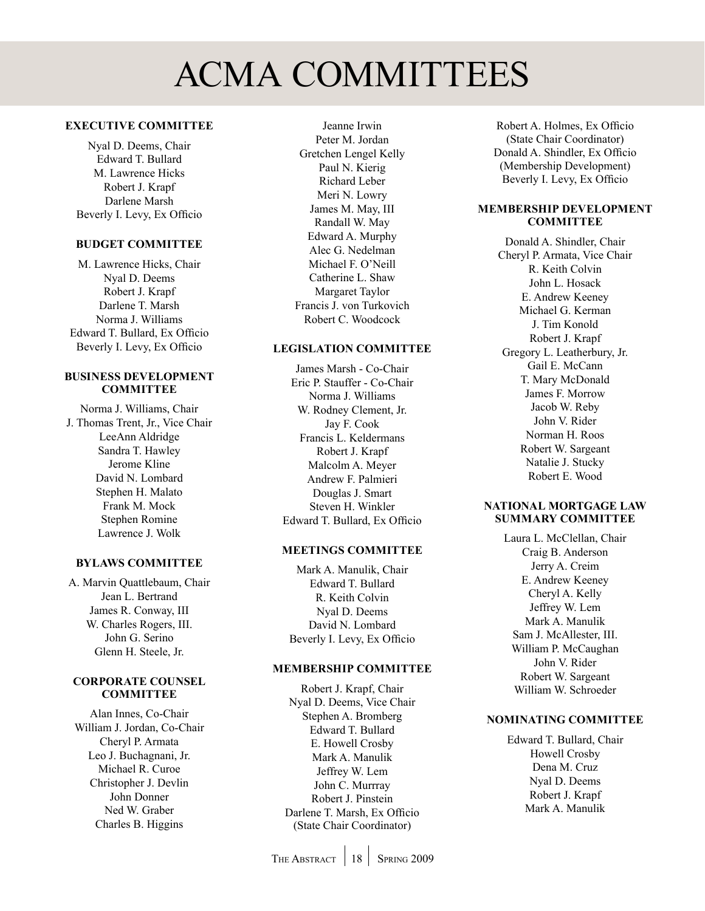# ACMA COMMITTEES

### EXECUTIVE COMMITTEE

Nyal D. Deems, Chair
Edward T. Bullard
M. Lawrence Hicks
Robert J. Krapf
Darlene Marsh
Beverly I. Levy, Ex Officio

### BUDGET COMMITTEE

M. Lawrence Hicks, Chair
Nyal D. Deems
Robert J. Krapf
Darlene T. Marsh
Norma J. Williams
Edward T. Bullard, Ex Officio
Beverly I. Levy, Ex Officio

### BUSINESS DEVELOPMENT COMMITTEE

Norma J. Williams, Chair
J. Thomas Trent, Jr., Vice Chair
LeeAnn Aldridge
Sandra T. Hawley
Jerome Kline
David N. Lombard
Stephen H. Malato
Frank M. Mock
Stephen Romine
Lawrence J. Wolk

### BYLAWS COMMITTEE

A. Marvin Quattlebaum, Chair
Jean L. Bertrand
James R. Conway, III
W. Charles Rogers, III.
John G. Serino
Glenn H. Steele, Jr.

### CORPORATE COUNSEL COMMITTEE

Alan Innes, Co-Chair
William J. Jordan, Co-Chair
Cheryl P. Armata
Leo J. Buchagnani, Jr.
Michael R. Curoe
Christopher J. Devlin
John Donner
Ned W. Graber
Charles B. Higgins
Jeanne Irwin
Peter M. Jordan
Gretchen Lengel Kelly
Paul N. Kierig
Richard Leber
Meri N. Lowry
James M. May, III
Randall W. May
Edward A. Murphy
Alec G. Nedelman
Michael F. O'Neill
Catherine L. Shaw
Margaret Taylor
Francis J. von Turkovich
Robert C. Woodcock

### LEGISLATION COMMITTEE

James Marsh - Co-Chair
Eric P. Stauffer - Co-Chair
Norma J. Williams
W. Rodney Clement, Jr.
Jay F. Cook
Francis L. Keldermans
Robert J. Krapf
Malcolm A. Meyer
Andrew F. Palmieri
Douglas J. Smart
Steven H. Winkler
Edward T. Bullard, Ex Officio

### MEETINGS COMMITTEE

Mark A. Manulik, Chair
Edward T. Bullard
R. Keith Colvin
Nyal D. Deems
David N. Lombard
Beverly I. Levy, Ex Officio

### MEMBERSHIP COMMITTEE

Robert J. Krapf, Chair
Nyal D. Deems, Vice Chair
Stephen A. Bromberg
Edward T. Bullard
E. Howell Crosby
Mark A. Manulik
Jeffrey W. Lem
John C. Murrray
Robert J. Pinstein
Darlene T. Marsh, Ex Officio
(State Chair Coordinator)
Robert A. Holmes, Ex Officio
(State Chair Coordinator)
Donald A. Shindler, Ex Officio
(Membership Development)
Beverly I. Levy, Ex Officio

### MEMBERSHIP DEVELOPMENT COMMITTEE

Donald A. Shindler, Chair
Cheryl P. Armata, Vice Chair
R. Keith Colvin
John L. Hosack
E. Andrew Keeney
Michael G. Kerman
J. Tim Konold
Robert J. Krapf
Gregory L. Leatherbury, Jr.
Gail E. McCann
T. Mary McDonald
James F. Morrow
Jacob W. Reby
John V. Rider
Norman H. Roos
Robert W. Sargeant
Natalie J. Stucky
Robert E. Wood

### NATIONAL MORTGAGE LAW SUMMARY COMMITTEE

Laura L. McClellan, Chair
Craig B. Anderson
Jerry A. Creim
E. Andrew Keeney
Cheryl A. Kelly
Jeffrey W. Lem
Mark A. Manulik
Sam J. McAllester, III.
William P. McCaughan
John V. Rider
Robert W. Sargeant
William W. Schroeder

### NOMINATING COMMITTEE

Edward T. Bullard, Chair
Howell Crosby
Dena M. Cruz
Nyal D. Deems
Robert J. Krapf
Mark A. Manulik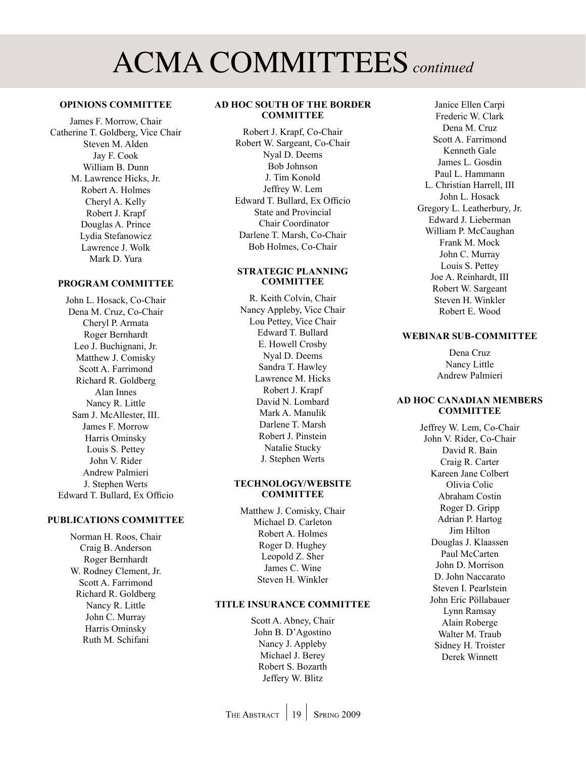# ACMA COMMITTEES *continued*

### OPINIONS COMMITTEE

James F. Morrow, Chair
Catherine T. Goldberg, Vice Chair
Steven M. Alden
Jay F. Cook
William B. Dunn
M. Lawrence Hicks, Jr.
Robert A. Holmes
Cheryl A. Kelly
Robert J. Krapf
Douglas A. Prince
Lydia Stefanowicz
Lawrence J. Wolk
Mark D. Yura

### PROGRAM COMMITTEE

John L. Hosack, Co-Chair
Dena M. Cruz, Co-Chair
Cheryl P. Armata
Roger Bernhardt
Leo J. Buchignani, Jr.
Matthew J. Comisky
Scott A. Farrimond
Richard R. Goldberg
Alan Innes
Nancy R. Little
Sam J. McAllester, III.
James F. Morrow
Harris Ominsky
Louis S. Pettey
John V. Rider
Andrew Palmieri
J. Stephen Werts
Edward T. Bullard, Ex Officio

### PUBLICATIONS COMMITTEE

Norman H. Roos, Chair
Craig B. Anderson
Roger Bernhardt
W. Rodney Clement, Jr.
Scott A. Farrimond
Richard R. Goldberg
Nancy R. Little
John C. Murray
Harris Ominsky
Ruth M. Schifani

### AD HOC SOUTH OF THE BORDER COMMITTEE

Robert J. Krapf, Co-Chair
Robert W. Sargeant, Co-Chair
Nyal D. Deems
Bob Johnson
J. Tim Konold
Jeffrey W. Lem
Edward T. Bullard, Ex Officio
State and Provincial
Chair Coordinator
Darlene T. Marsh, Co-Chair
Bob Holmes, Co-Chair

### STRATEGIC PLANNING COMMITTEE

R. Keith Colvin, Chair
Nancy Appleby, Vice Chair
Lou Pettey, Vice Chair
Edward T. Bullard
E. Howell Crosby
Nyal D. Deems
Sandra T. Hawley
Lawrence M. Hicks
Robert J. Krapf
David N. Lombard
Mark A. Manulik
Darlene T. Marsh
Robert J. Pinstein
Natalie Stucky
J. Stephen Werts

### TECHNOLOGY/WEBSITE COMMITTEE

Matthew J. Comisky, Chair
Michael D. Carleton
Robert A. Holmes
Roger D. Hughey
Leopold Z. Sher
James C. Wine
Steven H. Winkler

### TITLE INSURANCE COMMITTEE

Scott A. Abney, Chair
John B. D'Agostino
Nancy J. Appleby
Michael J. Berey
Robert S. Bozarth
Jeffery W. Blitz
Janice Ellen Carpi
Frederic W. Clark
Dena M. Cruz
Scott A. Farrimond
Kenneth Gale
James L. Gosdin
Paul L. Hammann
L. Christian Harrell, III
John L. Hosack
Gregory L. Leatherbury, Jr.
Edward J. Lieberman
William P. McCaughan
Frank M. Mock
John C. Murray
Louis S. Pettey
Joe A. Reinhardt, III
Robert W. Sargeant
Steven H. Winkler
Robert E. Wood

### WEBINAR SUB-COMMITTEE

Dena Cruz
Nancy Little
Andrew Palmieri

### AD HOC CANADIAN MEMBERS COMMITTEE

Jeffrey W. Lem, Co-Chair
John V. Rider, Co-Chair
David R. Bain
Craig R. Carter
Kareen Jane Colbert
Olivia Colic
Abraham Costin
Roger D. Gripp
Adrian P. Hartog
Jim Hilton
Douglas J. Klaassen
Paul McCarten
John D. Morrison
D. John Naccarato
Steven I. Pearlstein
John Eric Pöllabauer
Lynn Ramsay
Alain Roberge
Walter M. Traub
Sidney H. Troister
Derek Winnett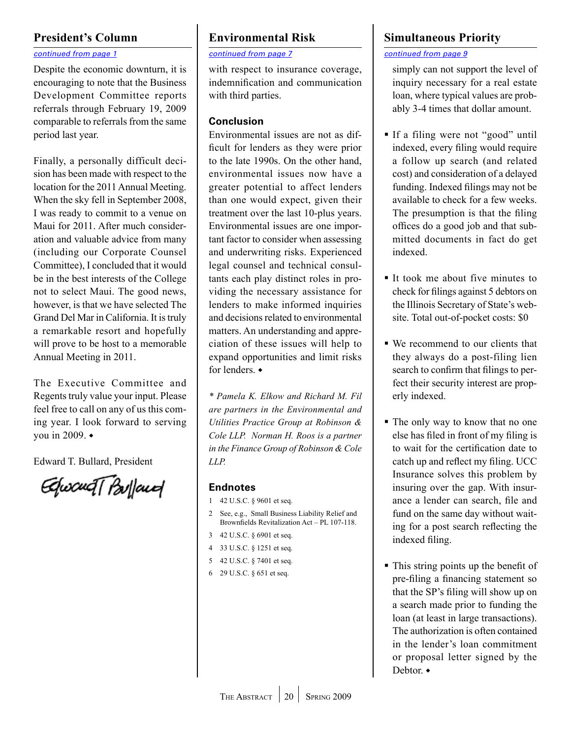## President's Column

*continued from page 1*

Despite the economic downturn, it is encouraging to note that the Business Development Committee reports referrals through February 19, 2009 comparable to referrals from the same period last year.

Finally, a personally difficult decision has been made with respect to the location for the 2011 Annual Meeting. When the sky fell in September 2008, I was ready to commit to a venue on Maui for 2011. After much consideration and valuable advice from many (including our Corporate Counsel Committee), I concluded that it would be in the best interests of the College not to select Maui. The good news, however, is that we have selected The Grand Del Mar in California. It is truly a remarkable resort and hopefully will prove to be host to a memorable Annual Meeting in 2011.

The Executive Committee and Regents truly value your input. Please feel free to call on any of us this coming year. I look forward to serving you in 2009. ◆

Edward T. Bullard, President

## Environmental Risk

*continued from page 7*

with respect to insurance coverage, indemnification and communication with third parties.

### Conclusion

Environmental issues are not as difficult for lenders as they were prior to the late 1990s. On the other hand, environmental issues now have a greater potential to affect lenders than one would expect, given their treatment over the last 10-plus years. Environmental issues are one important factor to consider when assessing and underwriting risks. Experienced legal counsel and technical consultants each play distinct roles in providing the necessary assistance for lenders to make informed inquiries and decisions related to environmental matters. An understanding and appreciation of these issues will help to expand opportunities and limit risks for lenders. ◆

*\* Pamela K. Elkow and Richard M. Fil are partners in the Environmental and Utilities Practice Group at Robinson & Cole LLP. Norman H. Roos is a partner in the Finance Group of Robinson & Cole LLP.*

### Endnotes

1. 42 U.S.C. § 9601 et seq.
2. See, e.g., Small Business Liability Relief and Brownfields Revitalization Act – PL 107-118.
3. 42 U.S.C. § 6901 et seq.
4. 33 U.S.C. § 1251 et seq.
5. 42 U.S.C. § 7401 et seq.
6. 29 U.S.C. § 651 et seq.

## Simultaneous Priority

*continued from page 9*

simply can not support the level of inquiry necessary for a real estate loan, where typical values are probably 3-4 times that dollar amount.

- If a filing were not "good" until indexed, every filing would require a follow up search (and related cost) and consideration of a delayed funding. Indexed filings may not be available to check for a few weeks. The presumption is that the filing offices do a good job and that submitted documents in fact do get indexed.

- It took me about five minutes to check for filings against 5 debtors on the Illinois Secretary of State's website. Total out-of-pocket costs: $0

- We recommend to our clients that they always do a post-filing lien search to confirm that filings to perfect their security interest are properly indexed.

- The only way to know that no one else has filed in front of my filing is to wait for the certification date to catch up and reflect my filing. UCC Insurance solves this problem by insuring over the gap. With insurance a lender can search, file and fund on the same day without waiting for a post search reflecting the indexed filing.

- This string points up the benefit of pre-filing a financing statement so that the SP's filing will show up on a search made prior to funding the loan (at least in large transactions). The authorization is often contained in the lender's loan commitment or proposal letter signed by the Debtor. ◆